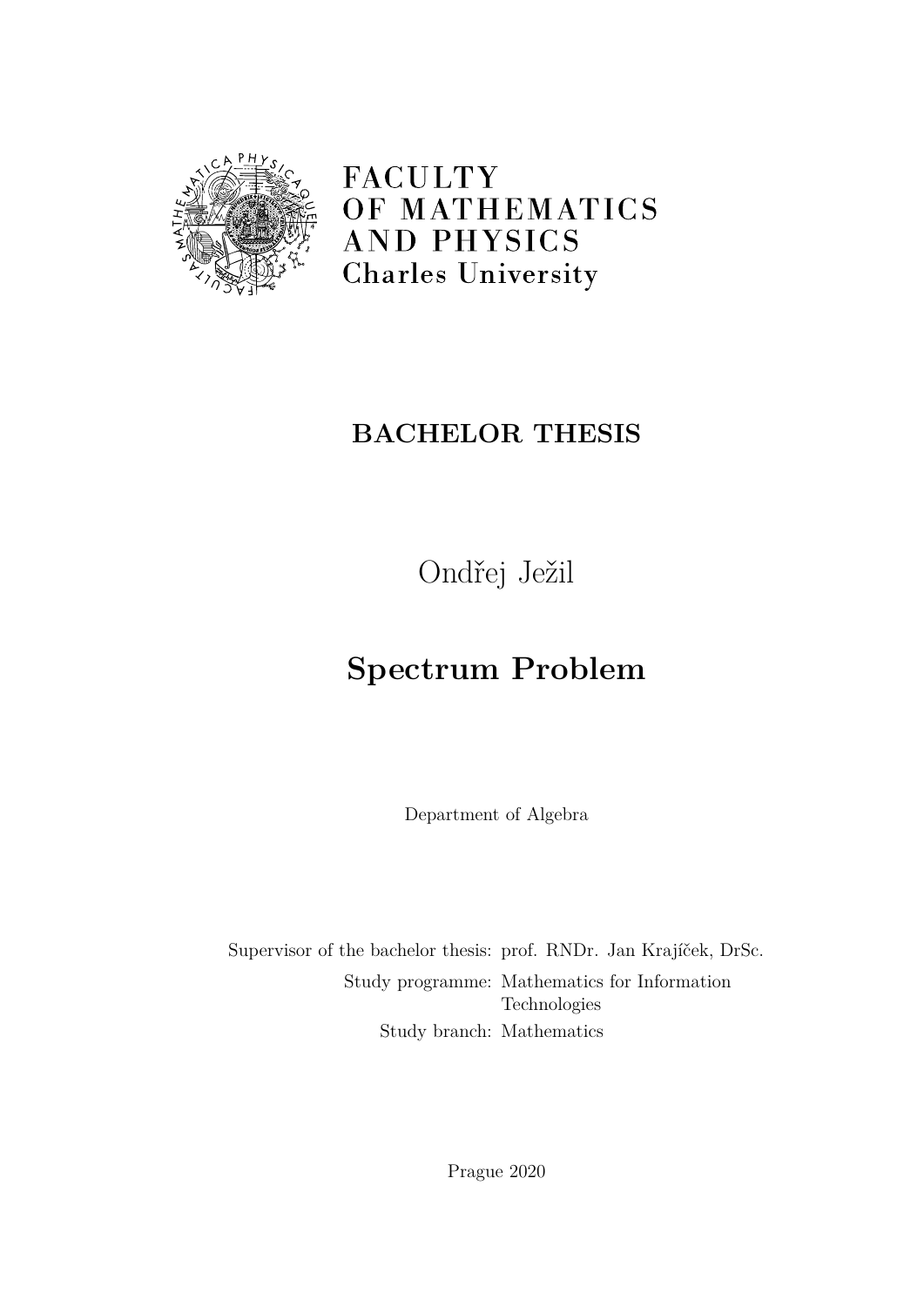FACULTY
OF MATHEMATICS
AND PHYSICS
Charles University

**BACHELOR THESIS**

Ondřej Ježil

# Spectrum Problem

Department of Algebra

Supervisor of the bachelor thesis: prof. RNDr. Jan Krajíček, DrSc.

Study programme: Mathematics for Information Technologies

Study branch: Mathematics

Prague 2020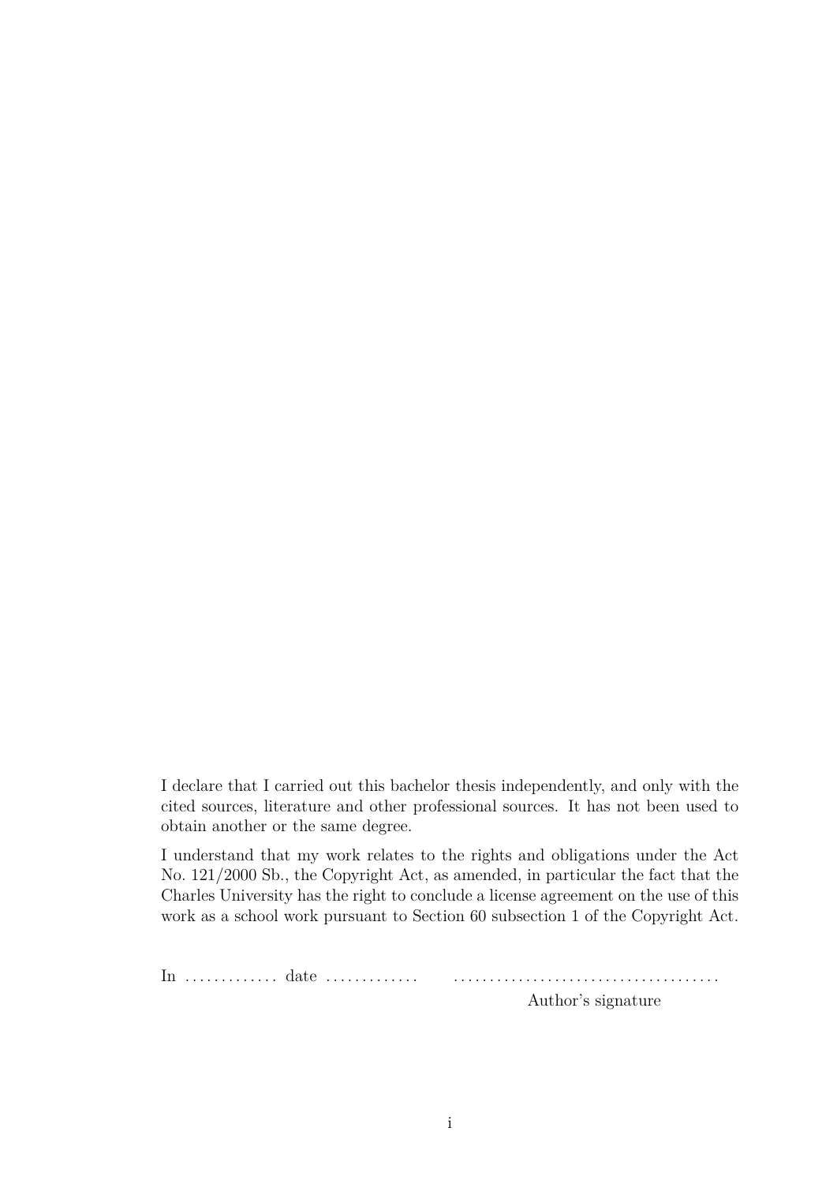I declare that I carried out this bachelor thesis independently, and only with the cited sources, literature and other professional sources. It has not been used to obtain another or the same degree.

I understand that my work relates to the rights and obligations under the Act No. 121/2000 Sb., the Copyright Act, as amended, in particular the fact that the Charles University has the right to conclude a license agreement on the use of this work as a school work pursuant to Section 60 subsection 1 of the Copyright Act.

In ............. date ............. .....................................

Author's signature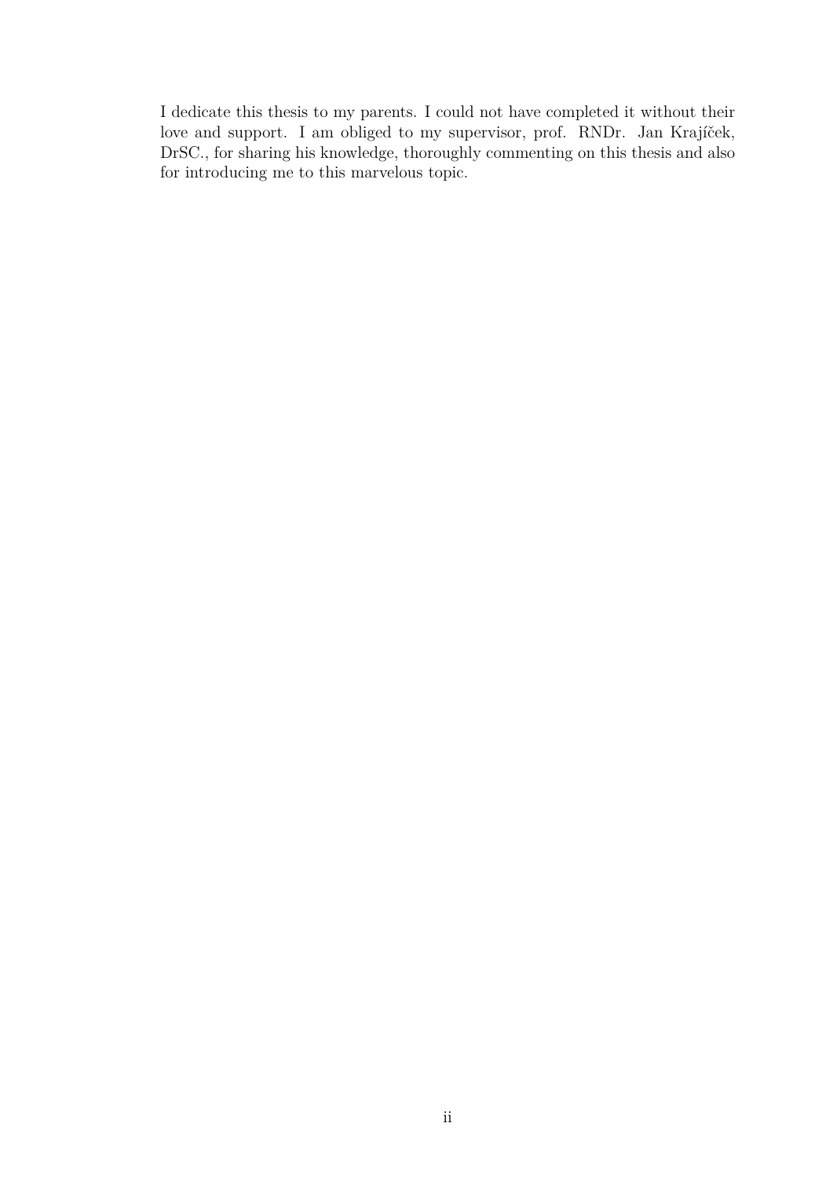I dedicate this thesis to my parents. I could not have completed it without their love and support. I am obliged to my supervisor, prof. RNDr. Jan Krajíček, DrSC., for sharing his knowledge, thoroughly commenting on this thesis and also for introducing me to this marvelous topic.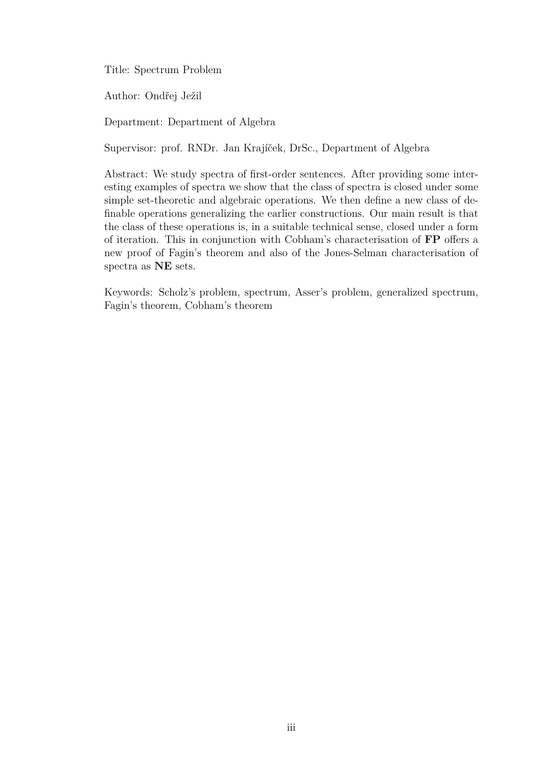Title: Spectrum Problem

Author: Ondřej Ježil

Department: Department of Algebra

Supervisor: prof. RNDr. Jan Krajíček, DrSc., Department of Algebra

Abstract: We study spectra of first-order sentences. After providing some interesting examples of spectra we show that the class of spectra is closed under some simple set-theoretic and algebraic operations. We then define a new class of definable operations generalizing the earlier constructions. Our main result is that the class of these operations is, in a suitable technical sense, closed under a form of iteration. This in conjunction with Cobham's characterisation of **FP** offers a new proof of Fagin's theorem and also of the Jones-Selman characterisation of spectra as **NE** sets.

Keywords: Scholz's problem, spectrum, Asser's problem, generalized spectrum, Fagin's theorem, Cobham's theorem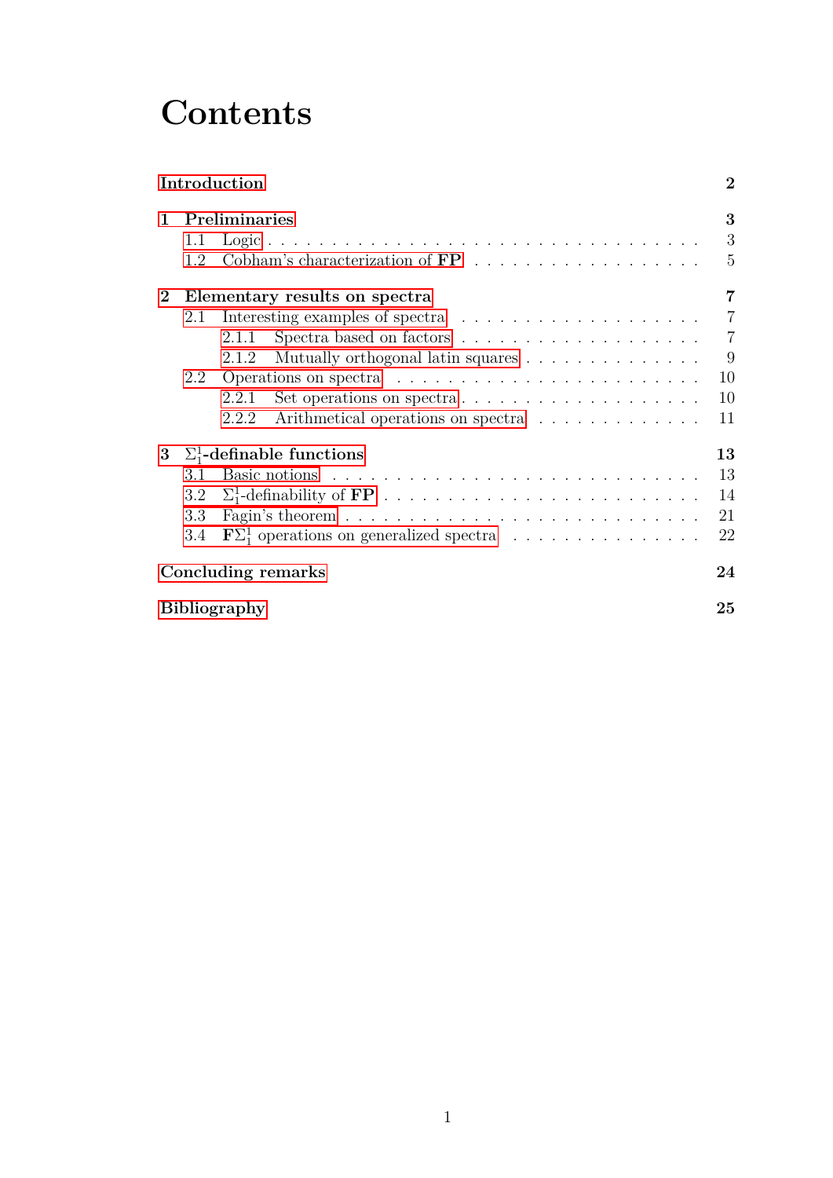# Contents

**Introduction** **2**

**1 Preliminaries** **3**

- 1.1 Logic . . . 3
- 1.2 Cobham's characterization of **FP** . . . 5

**2 Elementary results on spectra** **7**

- 2.1 Interesting examples of spectra . . . 7
  - 2.1.1 Spectra based on factors . . . 7
  - 2.1.2 Mutually orthogonal latin squares . . . 9
- 2.2 Operations on spectra . . . 10
  - 2.2.1 Set operations on spectra . . . 10
  - 2.2.2 Arithmetical operations on spectra . . . 11

**3 $\Sigma_1^1$-definable functions** **13**

- 3.1 Basic notions . . . 13
- 3.2 $\Sigma_1^1$-definability of **FP** . . . 14
- 3.3 Fagin's theorem . . . 21
- 3.4 $\mathbf{F}\Sigma_1^1$ operations on generalized spectra . . . 22

**Concluding remarks** **24**

**Bibliography** **25**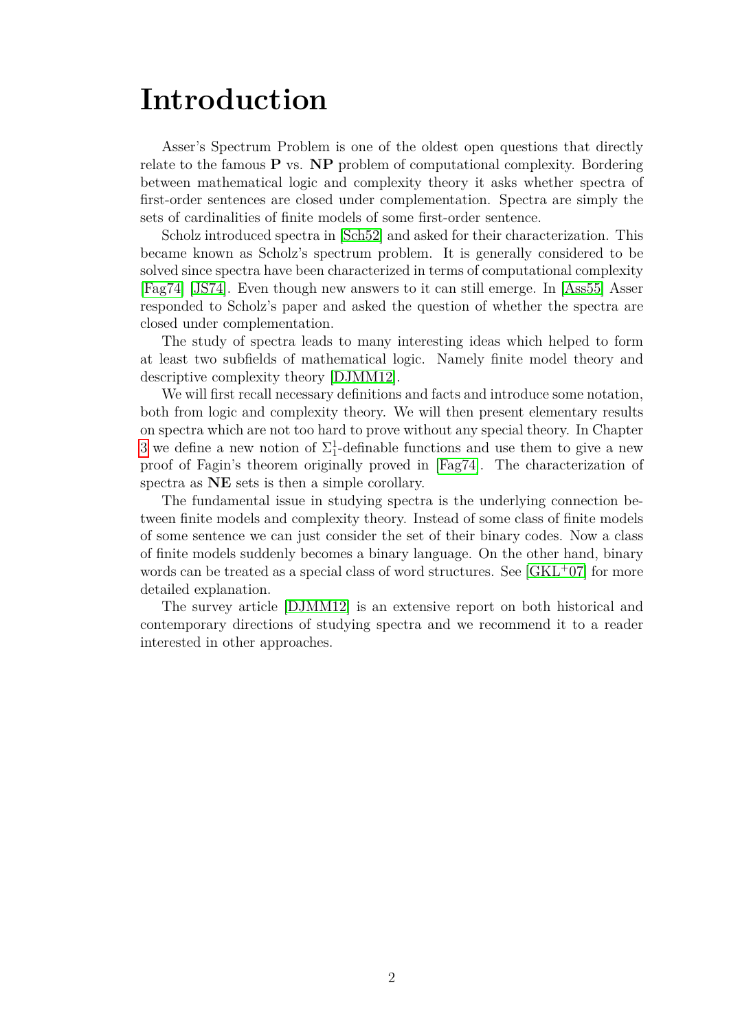# Introduction

Asser's Spectrum Problem is one of the oldest open questions that directly relate to the famous **P** vs. **NP** problem of computational complexity. Bordering between mathematical logic and complexity theory it asks whether spectra of first-order sentences are closed under complementation. Spectra are simply the sets of cardinalities of finite models of some first-order sentence.

Scholz introduced spectra in [Sch52] and asked for their characterization. This became known as Scholz's spectrum problem. It is generally considered to be solved since spectra have been characterized in terms of computational complexity [Fag74] [JS74]. Even though new answers to it can still emerge. In [Ass55] Asser responded to Scholz's paper and asked the question of whether the spectra are closed under complementation.

The study of spectra leads to many interesting ideas which helped to form at least two subfields of mathematical logic. Namely finite model theory and descriptive complexity theory [DJMM12].

We will first recall necessary definitions and facts and introduce some notation, both from logic and complexity theory. We will then present elementary results on spectra which are not too hard to prove without any special theory. In Chapter 3 we define a new notion of $\Sigma^1_1$-definable functions and use them to give a new proof of Fagin's theorem originally proved in [Fag74]. The characterization of spectra as **NE** sets is then a simple corollary.

The fundamental issue in studying spectra is the underlying connection between finite models and complexity theory. Instead of some class of finite models of some sentence we can just consider the set of their binary codes. Now a class of finite models suddenly becomes a binary language. On the other hand, binary words can be treated as a special class of word structures. See [GKL+07] for more detailed explanation.

The survey article [DJMM12] is an extensive report on both historical and contemporary directions of studying spectra and we recommend it to a reader interested in other approaches.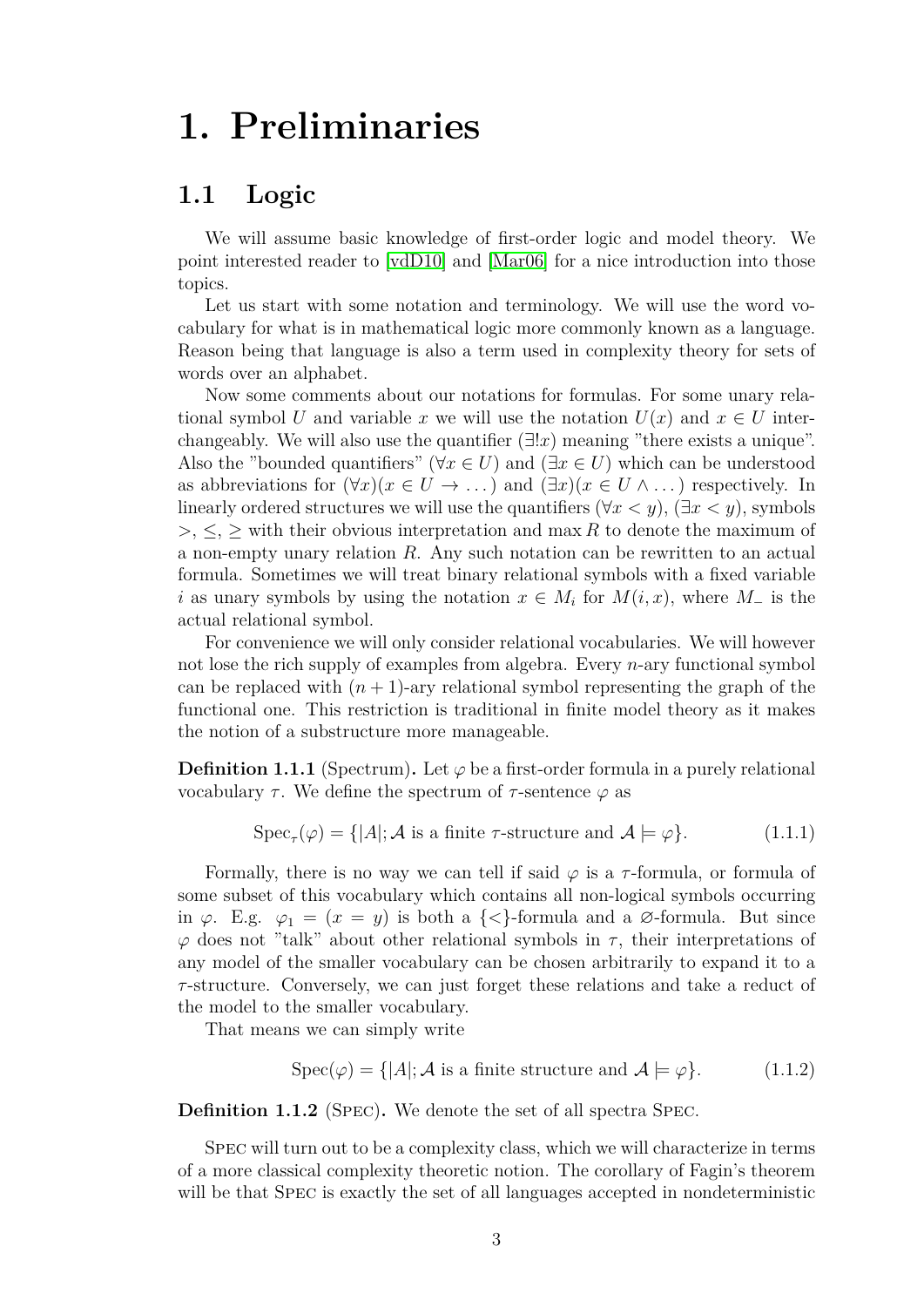# 1. Preliminaries

## 1.1 Logic

We will assume basic knowledge of first-order logic and model theory. We point interested reader to [vdD10] and [Mar06] for a nice introduction into those topics.

Let us start with some notation and terminology. We will use the word vocabulary for what is in mathematical logic more commonly known as a language. Reason being that language is also a term used in complexity theory for sets of words over an alphabet.

Now some comments about our notations for formulas. For some unary relational symbol $U$ and variable $x$ we will use the notation $U(x)$ and $x \in U$ interchangeably. We will also use the quantifier $(\exists! x)$ meaning "there exists a unique". Also the "bounded quantifiers" $(\forall x \in U)$ and $(\exists x \in U)$ which can be understood as abbreviations for $(\forall x)(x \in U \to \dots)$ and $(\exists x)(x \in U \wedge \dots)$ respectively. In linearly ordered structures we will use the quantifiers $(\forall x < y)$, $(\exists x < y)$, symbols $>, \leq, \geq$ with their obvious interpretation and $\max R$ to denote the maximum of a non-empty unary relation $R$. Any such notation can be rewritten to an actual formula. Sometimes we will treat binary relational symbols with a fixed variable $i$ as unary symbols by using the notation $x \in M_i$ for $M(i, x)$, where $M_-$ is the actual relational symbol.

For convenience we will only consider relational vocabularies. We will however not lose the rich supply of examples from algebra. Every $n$-ary functional symbol can be replaced with $(n+1)$-ary relational symbol representing the graph of the functional one. This restriction is traditional in finite model theory as it makes the notion of a substructure more manageable.

**Definition 1.1.1** (Spectrum)**.** Let $\varphi$ be a first-order formula in a purely relational vocabulary $\tau$. We define the spectrum of $\tau$-sentence $\varphi$ as

$$\mathrm{Spec}_\tau(\varphi) = \{|A|; \mathcal{A} \text{ is a finite } \tau\text{-structure and } \mathcal{A} \models \varphi\}. \tag{1.1.1}$$

Formally, there is no way we can tell if said $\varphi$ is a $\tau$-formula, or formula of some subset of this vocabulary which contains all non-logical symbols occurring in $\varphi$. E.g. $\varphi_1 = (x = y)$ is both a $\{<\}$-formula and a $\varnothing$-formula. But since $\varphi$ does not "talk" about other relational symbols in $\tau$, their interpretations of any model of the smaller vocabulary can be chosen arbitrarily to expand it to a $\tau$-structure. Conversely, we can just forget these relations and take a reduct of the model to the smaller vocabulary.

That means we can simply write

$$\mathrm{Spec}(\varphi) = \{|A|; \mathcal{A} \text{ is a finite structure and } \mathcal{A} \models \varphi\}. \tag{1.1.2}$$

**Definition 1.1.2** (Spec)**.** We denote the set of all spectra Spec.

Spec will turn out to be a complexity class, which we will characterize in terms of a more classical complexity theoretic notion. The corollary of Fagin's theorem will be that Spec is exactly the set of all languages accepted in nondeterministic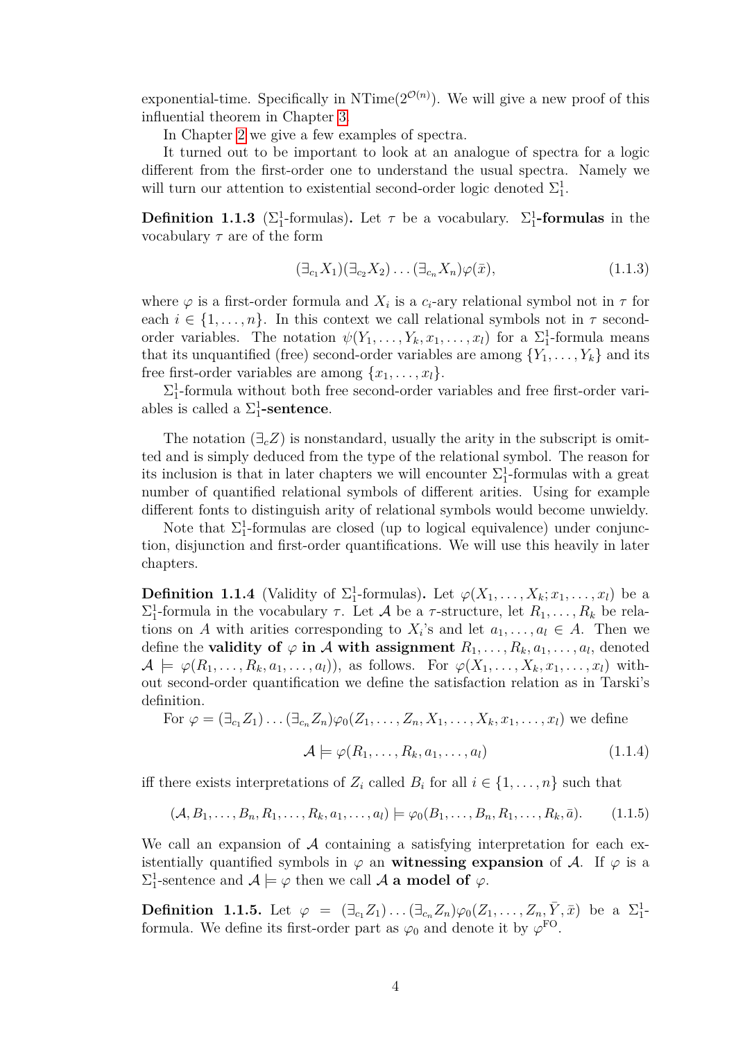exponential-time. Specifically in NTime($2^{\mathcal{O}(n)}$). We will give a new proof of this influential theorem in Chapter 3.

In Chapter 2 we give a few examples of spectra.

It turned out to be important to look at an analogue of spectra for a logic different from the first-order one to understand the usual spectra. Namely we will turn our attention to existential second-order logic denoted $\Sigma^1_1$.

**Definition 1.1.3** ($\Sigma^1_1$-formulas)**.** Let $\tau$ be a vocabulary. **$\Sigma^1_1$-formulas** in the vocabulary $\tau$ are of the form

$$(\exists_{c_1} X_1)(\exists_{c_2} X_2)\dots(\exists_{c_n} X_n)\varphi(\bar{x}), \tag{1.1.3}$$

where $\varphi$ is a first-order formula and $X_i$ is a $c_i$-ary relational symbol not in $\tau$ for each $i \in \{1,\dots,n\}$. In this context we call relational symbols not in $\tau$ second-order variables. The notation $\psi(Y_1,\dots,Y_k,x_1,\dots,x_l)$ for a $\Sigma^1_1$-formula means that its unquantified (free) second-order variables are among $\{Y_1,\dots,Y_k\}$ and its free first-order variables are among $\{x_1,\dots,x_l\}$.

$\Sigma^1_1$-formula without both free second-order variables and free first-order variables is called a **$\Sigma^1_1$-sentence**.

The notation $(\exists_c Z)$ is nonstandard, usually the arity in the subscript is omitted and is simply deduced from the type of the relational symbol. The reason for its inclusion is that in later chapters we will encounter $\Sigma^1_1$-formulas with a great number of quantified relational symbols of different arities. Using for example different fonts to distinguish arity of relational symbols would become unwieldy.

Note that $\Sigma^1_1$-formulas are closed (up to logical equivalence) under conjunction, disjunction and first-order quantifications. We will use this heavily in later chapters.

**Definition 1.1.4** (Validity of $\Sigma^1_1$-formulas)**.** Let $\varphi(X_1,\dots,X_k;x_1,\dots,x_l)$ be a $\Sigma^1_1$-formula in the vocabulary $\tau$. Let $\mathcal{A}$ be a $\tau$-structure, let $R_1,\dots,R_k$ be relations on $A$ with arities corresponding to $X_i$'s and let $a_1,\dots,a_l \in A$. Then we define the **validity of $\varphi$ in $\mathcal{A}$ with assignment** $R_1,\dots,R_k,a_1,\dots,a_l$, denoted $\mathcal{A} \models \varphi(R_1,\dots,R_k,a_1,\dots,a_l))$, as follows. For $\varphi(X_1,\dots,X_k,x_1,\dots,x_l)$ without second-order quantification we define the satisfaction relation as in Tarski's definition.

For $\varphi = (\exists_{c_1} Z_1)\dots(\exists_{c_n} Z_n)\varphi_0(Z_1,\dots,Z_n,X_1,\dots,X_k,x_1,\dots,x_l)$ we define

$$\mathcal{A} \models \varphi(R_1,\dots,R_k,a_1,\dots,a_l) \tag{1.1.4}$$

iff there exists interpretations of $Z_i$ called $B_i$ for all $i \in \{1,\dots,n\}$ such that

$$(\mathcal{A},B_1,\dots,B_n,R_1,\dots,R_k,a_1,\dots,a_l) \models \varphi_0(B_1,\dots,B_n,R_1,\dots,R_k,\bar{a}). \tag{1.1.5}$$

We call an expansion of $\mathcal{A}$ containing a satisfying interpretation for each existentially quantified symbols in $\varphi$ an **witnessing expansion** of $\mathcal{A}$. If $\varphi$ is a $\Sigma^1_1$-sentence and $\mathcal{A} \models \varphi$ then we call $\mathcal{A}$ **a model of** $\varphi$.

**Definition 1.1.5.** Let $\varphi = (\exists_{c_1} Z_1)\dots(\exists_{c_n} Z_n)\varphi_0(Z_1,\dots,Z_n,\bar{Y},\bar{x})$ be a $\Sigma^1_1$-formula. We define its first-order part as $\varphi_0$ and denote it by $\varphi^{\text{FO}}$.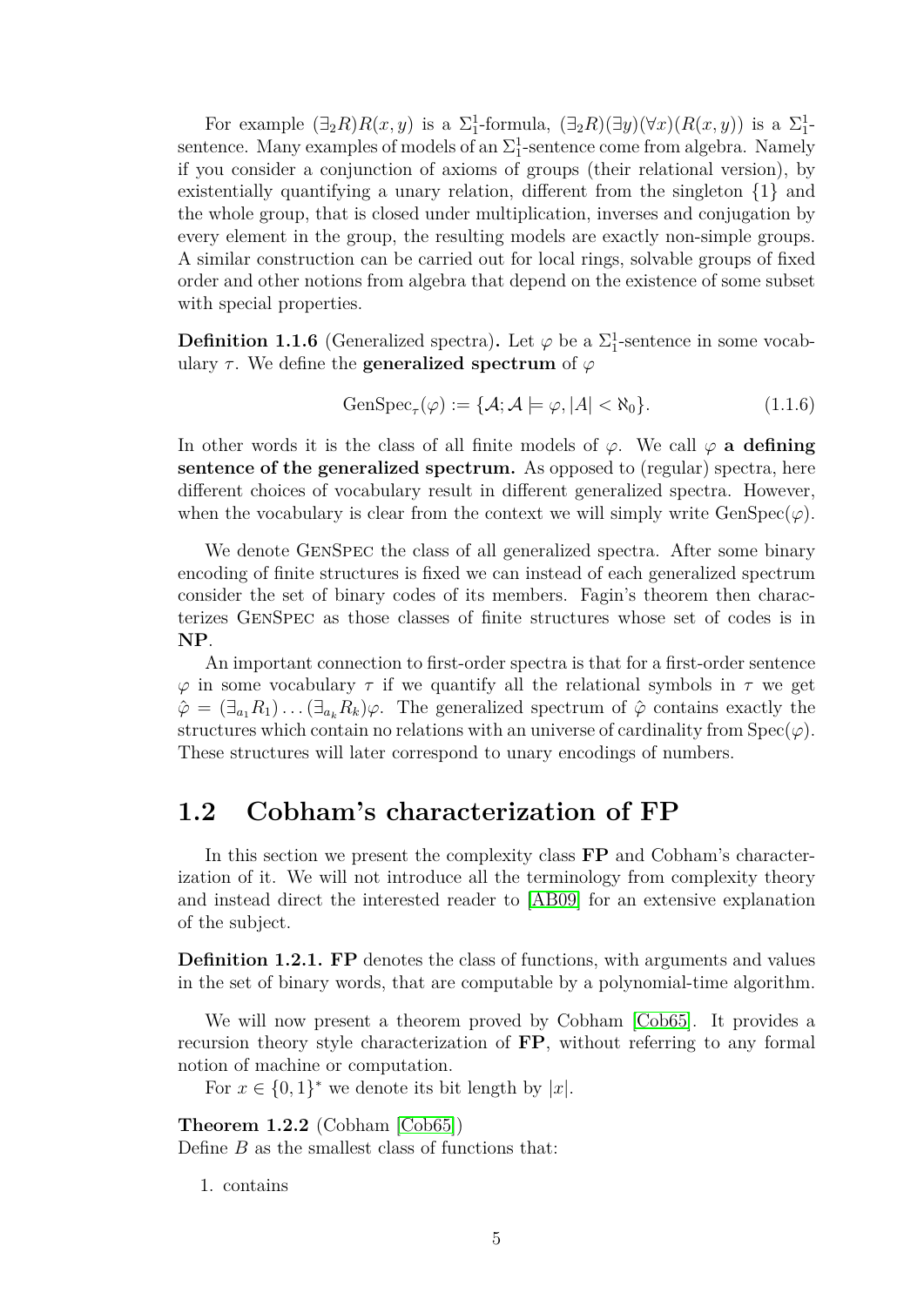For example $(\exists_2 R)R(x,y)$ is a $\Sigma^1_1$-formula, $(\exists_2 R)(\exists y)(\forall x)(R(x,y))$ is a $\Sigma^1_1$-sentence. Many examples of models of an $\Sigma^1_1$-sentence come from algebra. Namely if you consider a conjunction of axioms of groups (their relational version), by existentially quantifying a unary relation, different from the singleton $\{1\}$ and the whole group, that is closed under multiplication, inverses and conjugation by every element in the group, the resulting models are exactly non-simple groups. A similar construction can be carried out for local rings, solvable groups of fixed order and other notions from algebra that depend on the existence of some subset with special properties.

**Definition 1.1.6** (Generalized spectra)**.** Let $\varphi$ be a $\Sigma^1_1$-sentence in some vocabulary $\tau$. We define the **generalized spectrum** of $\varphi$

$$\mathrm{GenSpec}_\tau(\varphi) := \{\mathcal{A}; \mathcal{A} \models \varphi, |A| < \aleph_0\}. \tag{1.1.6}$$

In other words it is the class of all finite models of $\varphi$. We call $\varphi$ **a defining sentence of the generalized spectrum.** As opposed to (regular) spectra, here different choices of vocabulary result in different generalized spectra. However, when the vocabulary is clear from the context we will simply write $\mathrm{GenSpec}(\varphi)$.

We denote GenSpec the class of all generalized spectra. After some binary encoding of finite structures is fixed we can instead of each generalized spectrum consider the set of binary codes of its members. Fagin's theorem then characterizes GenSpec as those classes of finite structures whose set of codes is in **NP**.

An important connection to first-order spectra is that for a first-order sentence $\varphi$ in some vocabulary $\tau$ if we quantify all the relational symbols in $\tau$ we get $\hat{\varphi} = (\exists_{a_1} R_1) \ldots (\exists_{a_k} R_k)\varphi$. The generalized spectrum of $\hat{\varphi}$ contains exactly the structures which contain no relations with an universe of cardinality from $\mathrm{Spec}(\varphi)$. These structures will later correspond to unary encodings of numbers.

## 1.2 Cobham's characterization of FP

In this section we present the complexity class **FP** and Cobham's characterization of it. We will not introduce all the terminology from complexity theory and instead direct the interested reader to [AB09] for an extensive explanation of the subject.

**Definition 1.2.1. FP** denotes the class of functions, with arguments and values in the set of binary words, that are computable by a polynomial-time algorithm.

We will now present a theorem proved by Cobham [Cob65]. It provides a recursion theory style characterization of **FP**, without referring to any formal notion of machine or computation.

For $x \in \{0,1\}^*$ we denote its bit length by $|x|$.

**Theorem 1.2.2** (Cobham [Cob65])
Define $B$ as the smallest class of functions that:

1. contains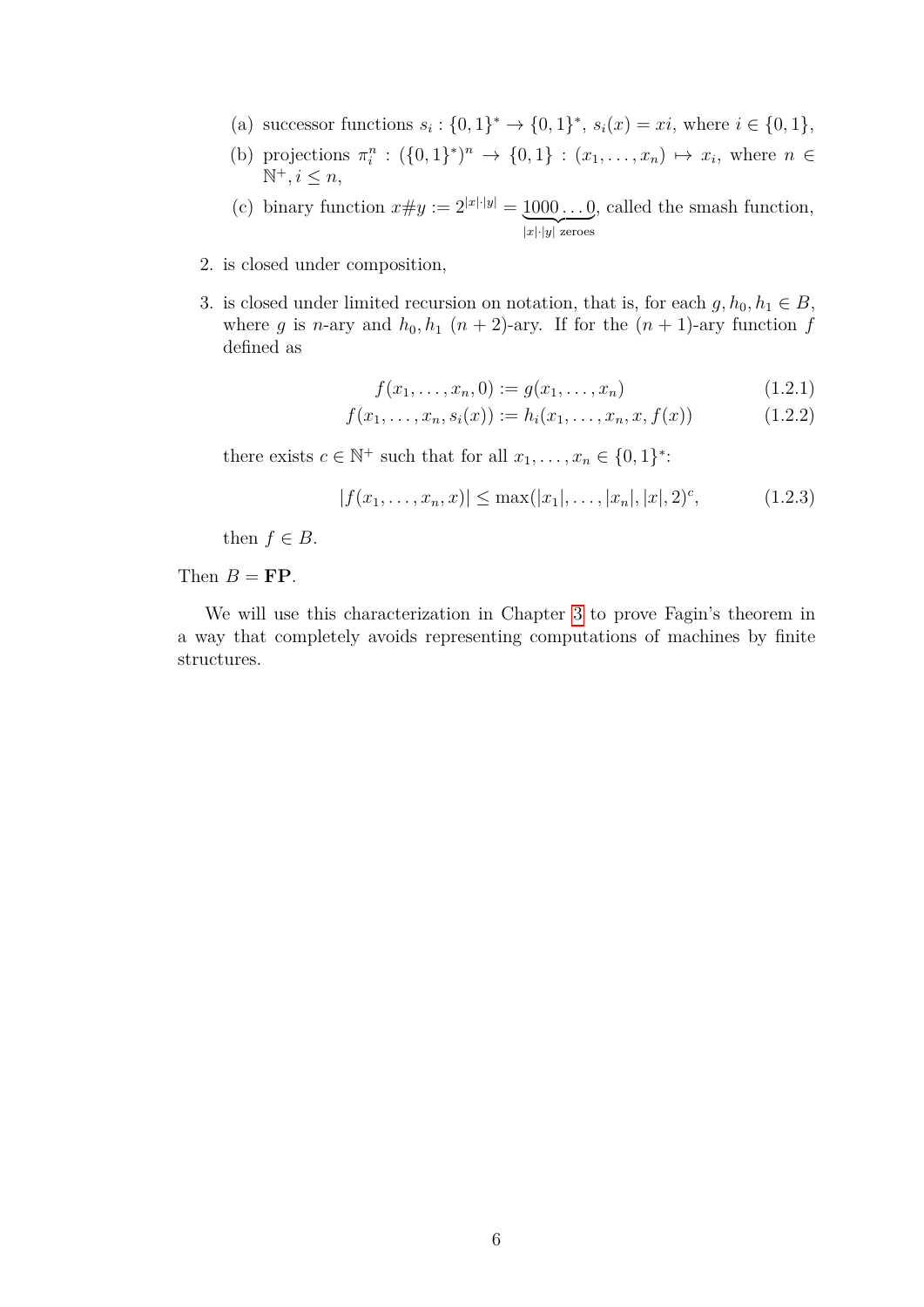(a) successor functions $s_i : \{0,1\}^* \to \{0,1\}^*$, $s_i(x) = xi$, where $i \in \{0,1\}$,

   (b) projections $\pi_i^n : (\{0,1\}^*)^n \to \{0,1\} : (x_1, \ldots, x_n) \mapsto x_i$, where $n \in \mathbb{N}^+, i \leq n$,

   (c) binary function $x\#y := 2^{|x|\cdot|y|} = \underbrace{1000\ldots0}_{|x|\cdot|y| \text{ zeroes}}$, called the smash function,

2. is closed under composition,

3. is closed under limited recursion on notation, that is, for each $g, h_0, h_1 \in B$, where $g$ is $n$-ary and $h_0, h_1$ $(n+2)$-ary. If for the $(n+1)$-ary function $f$ defined as

$$f(x_1, \ldots, x_n, 0) := g(x_1, \ldots, x_n) \tag{1.2.1}$$

$$f(x_1, \ldots, x_n, s_i(x)) := h_i(x_1, \ldots, x_n, x, f(x)) \tag{1.2.2}$$

   there exists $c \in \mathbb{N}^+$ such that for all $x_1, \ldots, x_n \in \{0,1\}^*$:

$$|f(x_1, \ldots, x_n, x)| \leq \max(|x_1|, \ldots, |x_n|, |x|, 2)^c, \tag{1.2.3}$$

   then $f \in B$.

Then $B = \mathbf{FP}$.

We will use this characterization in Chapter 3 to prove Fagin's theorem in a way that completely avoids representing computations of machines by finite structures.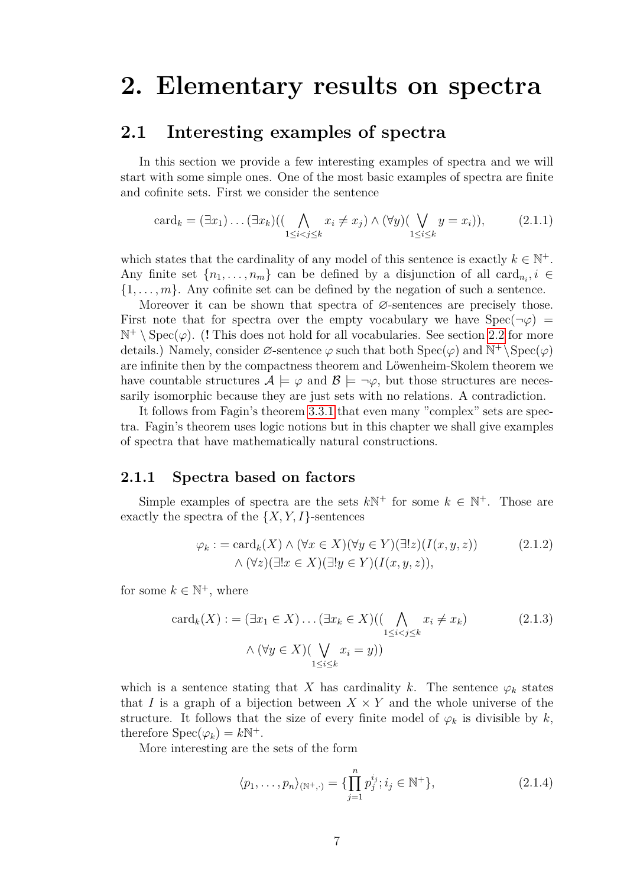# 2. Elementary results on spectra

## 2.1 Interesting examples of spectra

In this section we provide a few interesting examples of spectra and we will start with some simple ones. One of the most basic examples of spectra are finite and cofinite sets. First we consider the sentence

$$\text{card}_k = (\exists x_1) \dots (\exists x_k)((\bigwedge_{1 \leq i < j \leq k} x_i \neq x_j) \wedge (\forall y)(\bigvee_{1 \leq i \leq k} y = x_i)), \tag{2.1.1}$$

which states that the cardinality of any model of this sentence is exactly $k \in \mathbb{N}^+$. Any finite set $\{n_1, \dots, n_m\}$ can be defined by a disjunction of all $\text{card}_{n_i}, i \in \{1, \dots, m\}$. Any cofinite set can be defined by the negation of such a sentence.

Moreover it can be shown that spectra of $\varnothing$-sentences are precisely those. First note that for spectra over the empty vocabulary we have $\text{Spec}(\neg\varphi) = \mathbb{N}^+ \setminus \text{Spec}(\varphi)$. (**!** This does not hold for all vocabularies. See section 2.2 for more details.) Namely, consider $\varnothing$-sentence $\varphi$ such that both $\text{Spec}(\varphi)$ and $\mathbb{N}^+ \setminus \text{Spec}(\varphi)$ are infinite then by the compactness theorem and Löwenheim-Skolem theorem we have countable structures $\mathcal{A} \models \varphi$ and $\mathcal{B} \models \neg\varphi$, but those structures are necessarily isomorphic because they are just sets with no relations. A contradiction.

It follows from Fagin's theorem 3.3.1 that even many "complex" sets are spectra. Fagin's theorem uses logic notions but in this chapter we shall give examples of spectra that have mathematically natural constructions.

### 2.1.1 Spectra based on factors

Simple examples of spectra are the sets $k\mathbb{N}^+$ for some $k \in \mathbb{N}^+$. Those are exactly the spectra of the $\{X, Y, I\}$-sentences

$$\begin{aligned} \varphi_k := &\ \text{card}_k(X) \wedge (\forall x \in X)(\forall y \in Y)(\exists! z)(I(x, y, z)) \\ &\wedge (\forall z)(\exists! x \in X)(\exists! y \in Y)(I(x, y, z)), \end{aligned} \tag{2.1.2}$$

for some $k \in \mathbb{N}^+$, where

$$\begin{aligned} \text{card}_k(X) := (\exists x_1 \in X) \dots (\exists x_k \in X)((&\bigwedge_{1 \leq i < j \leq k} x_i \neq x_k) \\ \wedge (\forall y \in X)(&\bigvee_{1 \leq i \leq k} x_i = y)) \end{aligned} \tag{2.1.3}$$

which is a sentence stating that $X$ has cardinality $k$. The sentence $\varphi_k$ states that $I$ is a graph of a bijection between $X \times Y$ and the whole universe of the structure. It follows that the size of every finite model of $\varphi_k$ is divisible by $k$, therefore $\text{Spec}(\varphi_k) = k\mathbb{N}^+$.

More interesting are the sets of the form

$$\langle p_1, \dots, p_n \rangle_{(\mathbb{N}^+, \cdot)} = \{\prod_{j=1}^{n} p_j^{i_j}; i_j \in \mathbb{N}^+\}, \tag{2.1.4}$$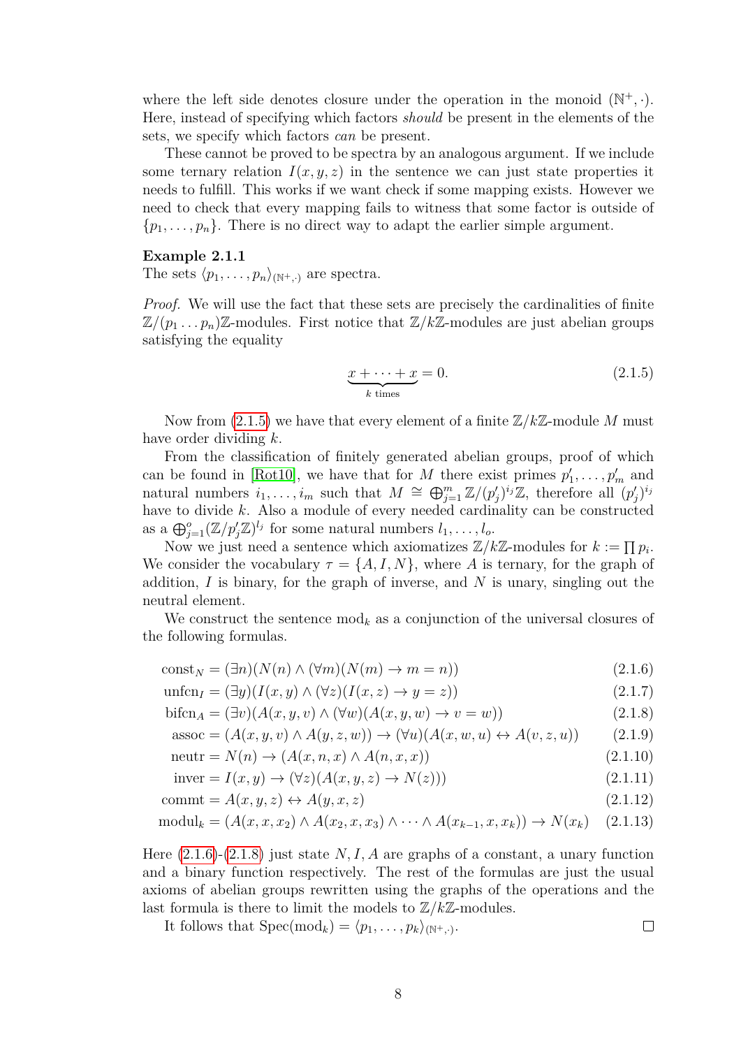where the left side denotes closure under the operation in the monoid $(\mathbb{N}^+, \cdot)$. Here, instead of specifying which factors *should* be present in the elements of the sets, we specify which factors *can* be present.

These cannot be proved to be spectra by an analogous argument. If we include some ternary relation $I(x, y, z)$ in the sentence we can just state properties it needs to fulfill. This works if we want check if some mapping exists. However we need to check that every mapping fails to witness that some factor is outside of $\{p_1, \ldots, p_n\}$. There is no direct way to adapt the earlier simple argument.

**Example 2.1.1**
The sets $\langle p_1, \ldots, p_n \rangle_{(\mathbb{N}^+, \cdot)}$ are spectra.

*Proof.* We will use the fact that these sets are precisely the cardinalities of finite $\mathbb{Z}/(p_1 \ldots p_n)\mathbb{Z}$-modules. First notice that $\mathbb{Z}/k\mathbb{Z}$-modules are just abelian groups satisfying the equality

$$\underbrace{x + \cdots + x}_{k \text{ times}} = 0. \tag{2.1.5}$$

Now from (2.1.5) we have that every element of a finite $\mathbb{Z}/k\mathbb{Z}$-module $M$ must have order dividing $k$.

From the classification of finitely generated abelian groups, proof of which can be found in [Rot10], we have that for $M$ there exist primes $p'_1, \ldots, p'_m$ and natural numbers $i_1, \ldots, i_m$ such that $M \cong \bigoplus_{j=1}^{m} \mathbb{Z}/(p'_j)^{i_j}\mathbb{Z}$, therefore all $(p'_j)^{i_j}$ have to divide $k$. Also a module of every needed cardinality can be constructed as a $\bigoplus_{j=1}^{o} (\mathbb{Z}/p'_j\mathbb{Z})^{l_j}$ for some natural numbers $l_1, \ldots, l_o$.

Now we just need a sentence which axiomatizes $\mathbb{Z}/k\mathbb{Z}$-modules for $k := \prod p_i$. We consider the vocabulary $\tau = \{A, I, N\}$, where $A$ is ternary, for the graph of addition, $I$ is binary, for the graph of inverse, and $N$ is unary, singling out the neutral element.

We construct the sentence $\text{mod}_k$ as a conjunction of the universal closures of the following formulas.

$$\text{const}_N = (\exists n)(N(n) \wedge (\forall m)(N(m) \rightarrow m = n)) \tag{2.1.6}$$

$$\text{unfcn}_I = (\exists y)(I(x, y) \wedge (\forall z)(I(x, z) \rightarrow y = z)) \tag{2.1.7}$$

$$\text{bifcn}_A = (\exists v)(A(x, y, v) \wedge (\forall w)(A(x, y, w) \rightarrow v = w)) \tag{2.1.8}$$

$$\text{assoc} = (A(x, y, v) \wedge A(y, z, w)) \rightarrow (\forall u)(A(x, w, u) \leftrightarrow A(v, z, u)) \tag{2.1.9}$$

$$\text{neutr} = N(n) \rightarrow (A(x, n, x) \wedge A(n, x, x)) \tag{2.1.10}$$

$$\text{inver} = I(x, y) \rightarrow (\forall z)(A(x, y, z) \rightarrow N(z))) \tag{2.1.11}$$

$$\text{commt} = A(x, y, z) \leftrightarrow A(y, x, z) \tag{2.1.12}$$

$$\text{modul}_k = (A(x, x, x_2) \wedge A(x_2, x, x_3) \wedge \cdots \wedge A(x_{k-1}, x, x_k)) \rightarrow N(x_k) \tag{2.1.13}$$

Here (2.1.6)-(2.1.8) just state $N, I, A$ are graphs of a constant, a unary function and a binary function respectively. The rest of the formulas are just the usual axioms of abelian groups rewritten using the graphs of the operations and the last formula is there to limit the models to $\mathbb{Z}/k\mathbb{Z}$-modules.

It follows that $\text{Spec}(\text{mod}_k) = \langle p_1, \ldots, p_k \rangle_{(\mathbb{N}^+, \cdot)}$. □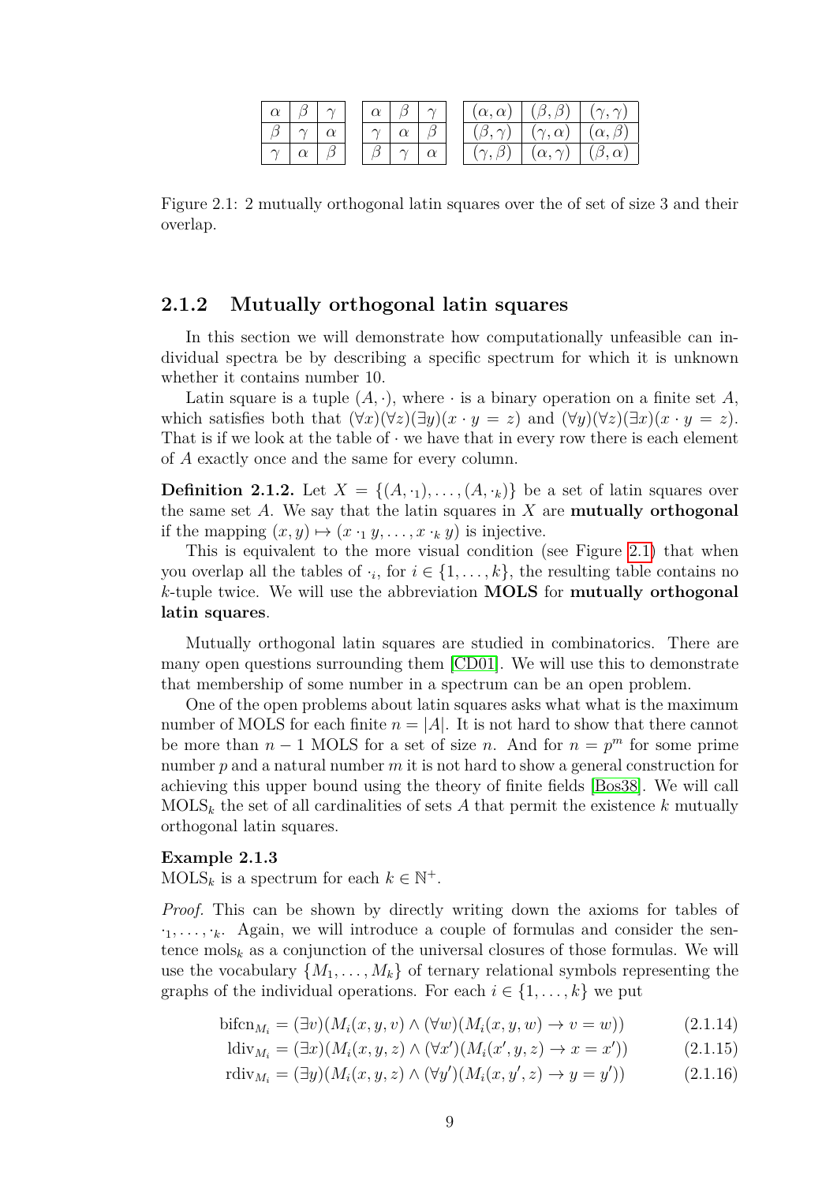| $\alpha$ | $\beta$ | $\gamma$ |
|---|---|---|
| $\beta$ | $\gamma$ | $\alpha$ |
| $\gamma$ | $\alpha$ | $\beta$ |

| $\alpha$ | $\beta$ | $\gamma$ |
|---|---|---|
| $\gamma$ | $\alpha$ | $\beta$ |
| $\beta$ | $\gamma$ | $\alpha$ |

| $(\alpha, \alpha)$ | $(\beta, \beta)$ | $(\gamma, \gamma)$ |
|---|---|---|
| $(\beta, \gamma)$ | $(\gamma, \alpha)$ | $(\alpha, \beta)$ |
| $(\gamma, \beta)$ | $(\alpha, \gamma)$ | $(\beta, \alpha)$ |

Figure 2.1: 2 mutually orthogonal latin squares over the of set of size 3 and their overlap.

### 2.1.2 Mutually orthogonal latin squares

In this section we will demonstrate how computationally unfeasible can individual spectra be by describing a specific spectrum for which it is unknown whether it contains number 10.

Latin square is a tuple $(A, \cdot)$, where $\cdot$ is a binary operation on a finite set $A$, which satisfies both that $(\forall x)(\forall z)(\exists y)(x \cdot y = z)$ and $(\forall y)(\forall z)(\exists x)(x \cdot y = z)$. That is if we look at the table of $\cdot$ we have that in every row there is each element of $A$ exactly once and the same for every column.

**Definition 2.1.2.** Let $X = \{(A, \cdot_1), \ldots, (A, \cdot_k)\}$ be a set of latin squares over the same set $A$. We say that the latin squares in $X$ are **mutually orthogonal** if the mapping $(x, y) \mapsto (x \cdot_1 y, \ldots, x \cdot_k y)$ is injective.

This is equivalent to the more visual condition (see Figure 2.1) that when you overlap all the tables of $\cdot_i$, for $i \in \{1, \ldots, k\}$, the resulting table contains no $k$-tuple twice. We will use the abbreviation **MOLS** for **mutually orthogonal latin squares**.

Mutually orthogonal latin squares are studied in combinatorics. There are many open questions surrounding them [CD01]. We will use this to demonstrate that membership of some number in a spectrum can be an open problem.

One of the open problems about latin squares asks what what is the maximum number of MOLS for each finite $n = |A|$. It is not hard to show that there cannot be more than $n - 1$ MOLS for a set of size $n$. And for $n = p^m$ for some prime number $p$ and a natural number $m$ it is not hard to show a general construction for achieving this upper bound using the theory of finite fields [Bos38]. We will call $\text{MOLS}_k$ the set of all cardinalities of sets $A$ that permit the existence $k$ mutually orthogonal latin squares.

**Example 2.1.3**
$\text{MOLS}_k$ is a spectrum for each $k \in \mathbb{N}^+$.

*Proof.* This can be shown by directly writing down the axioms for tables of $\cdot_1, \ldots, \cdot_k$. Again, we will introduce a couple of formulas and consider the sentence $\text{mols}_k$ as a conjunction of the universal closures of those formulas. We will use the vocabulary $\{M_1, \ldots, M_k\}$ of ternary relational symbols representing the graphs of the individual operations. For each $i \in \{1, \ldots, k\}$ we put

$$\text{bifcn}_{M_i} = (\exists v)(M_i(x, y, v) \wedge (\forall w)(M_i(x, y, w) \rightarrow v = w)) \tag{2.1.14}$$

$$\text{ldiv}_{M_i} = (\exists x)(M_i(x, y, z) \wedge (\forall x')(M_i(x', y, z) \rightarrow x = x')) \tag{2.1.15}$$

$$\text{rdiv}_{M_i} = (\exists y)(M_i(x, y, z) \wedge (\forall y')(M_i(x, y', z) \rightarrow y = y')) \tag{2.1.16}$$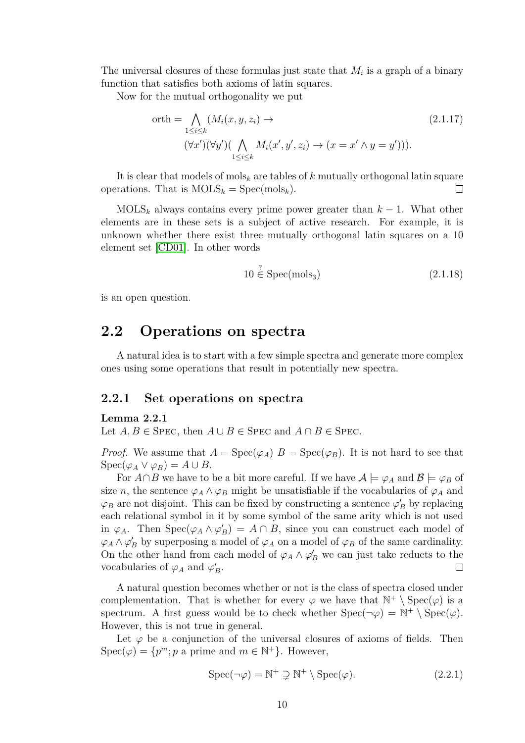The universal closures of these formulas just state that $M_i$ is a graph of a binary function that satisfies both axioms of latin squares.

Now for the mutual orthogonality we put

$$\begin{aligned}\text{orth} = \bigwedge_{1\leq i\leq k} (M_i(x,y,z_i) \rightarrow \\ (\forall x')(\forall y')(\bigwedge_{1\leq i\leq k} M_i(x',y',z_i) \rightarrow (x = x' \wedge y = y'))).\end{aligned} \tag{2.1.17}$$

It is clear that models of $\text{mols}_k$ are tables of $k$ mutually orthogonal latin square operations. That is $\text{MOLS}_k = \text{Spec}(\text{mols}_k)$. □

$\text{MOLS}_k$ always contains every prime power greater than $k-1$. What other elements are in these sets is a subject of active research. For example, it is unknown whether there exist three mutually orthogonal latin squares on a 10 element set [CD01]. In other words

$$10 \overset{?}{\in} \text{Spec}(\text{mols}_3) \tag{2.1.18}$$

is an open question.

## 2.2 Operations on spectra

A natural idea is to start with a few simple spectra and generate more complex ones using some operations that result in potentially new spectra.

### 2.2.1 Set operations on spectra

**Lemma 2.2.1**
Let $A, B \in \text{Spec}$, then $A \cup B \in \text{Spec}$ and $A \cap B \in \text{Spec}$.

*Proof.* We assume that $A = \text{Spec}(\varphi_A)$ $B = \text{Spec}(\varphi_B)$. It is not hard to see that $\text{Spec}(\varphi_A \vee \varphi_B) = A \cup B$.

For $A \cap B$ we have to be a bit more careful. If we have $\mathcal{A} \models \varphi_A$ and $\mathcal{B} \models \varphi_B$ of size $n$, the sentence $\varphi_A \wedge \varphi_B$ might be unsatisfiable if the vocabularies of $\varphi_A$ and $\varphi_B$ are not disjoint. This can be fixed by constructing a sentence $\varphi'_B$ by replacing each relational symbol in it by some symbol of the same arity which is not used in $\varphi_A$. Then $\text{Spec}(\varphi_A \wedge \varphi'_B) = A \cap B$, since you can construct each model of $\varphi_A \wedge \varphi'_B$ by superposing a model of $\varphi_A$ on a model of $\varphi_B$ of the same cardinality. On the other hand from each model of $\varphi_A \wedge \varphi'_B$ we can just take reducts to the vocabularies of $\varphi_A$ and $\varphi'_B$. □

A natural question becomes whether or not is the class of spectra closed under complementation. That is whether for every $\varphi$ we have that $\mathbb{N}^+ \setminus \text{Spec}(\varphi)$ is a spectrum. A first guess would be to check whether $\text{Spec}(\neg\varphi) = \mathbb{N}^+ \setminus \text{Spec}(\varphi)$. However, this is not true in general.

Let $\varphi$ be a conjunction of the universal closures of axioms of fields. Then $\text{Spec}(\varphi) = \{p^m; p \text{ a prime and } m \in \mathbb{N}^+\}$. However,

$$\text{Spec}(\neg\varphi) = \mathbb{N}^+ \supsetneq \mathbb{N}^+ \setminus \text{Spec}(\varphi). \tag{2.2.1}$$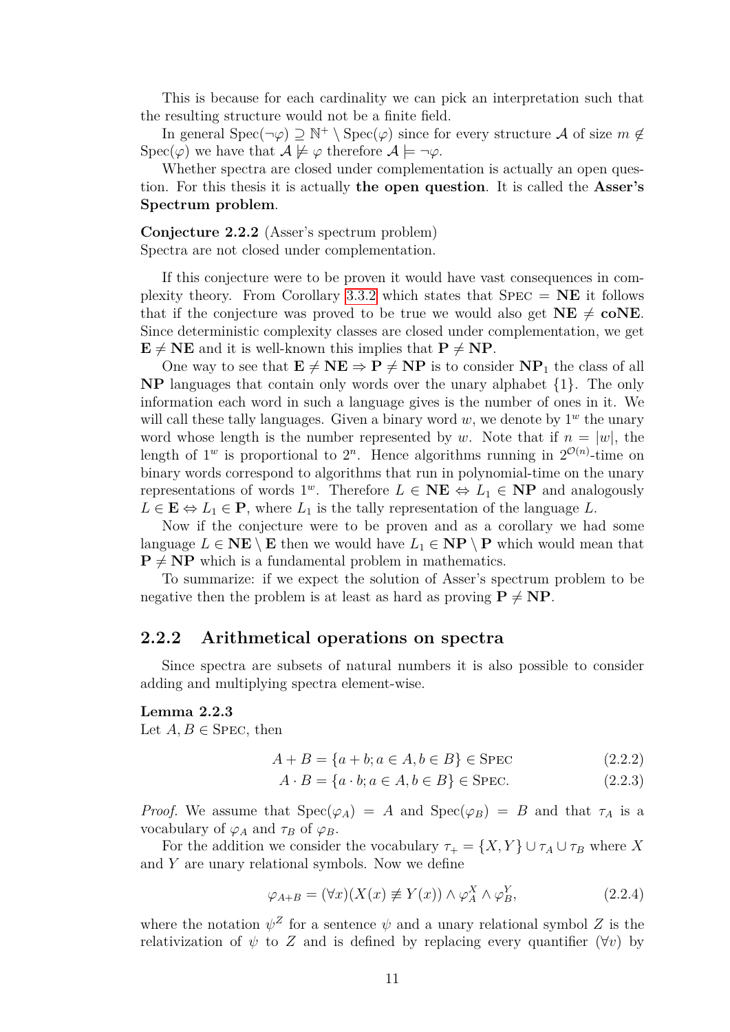This is because for each cardinality we can pick an interpretation such that the resulting structure would not be a finite field.

In general $\mathrm{Spec}(\neg\varphi) \supseteq \mathbb{N}^+ \setminus \mathrm{Spec}(\varphi)$ since for every structure $\mathcal{A}$ of size $m \notin \mathrm{Spec}(\varphi)$ we have that $\mathcal{A} \not\models \varphi$ therefore $\mathcal{A} \models \neg\varphi$.

Whether spectra are closed under complementation is actually an open question. For this thesis it is actually **the open question**. It is called the **Asser's Spectrum problem**.

**Conjecture 2.2.2** (Asser's spectrum problem)
Spectra are not closed under complementation.

If this conjecture were to be proven it would have vast consequences in complexity theory. From Corollary 3.3.2 which states that $\textsc{Spec} = \mathbf{NE}$ it follows that if the conjecture was proved to be true we would also get $\mathbf{NE} \neq \mathbf{coNE}$. Since deterministic complexity classes are closed under complementation, we get $\mathbf{E} \neq \mathbf{NE}$ and it is well-known this implies that $\mathbf{P} \neq \mathbf{NP}$.

One way to see that $\mathbf{E} \neq \mathbf{NE} \Rightarrow \mathbf{P} \neq \mathbf{NP}$ is to consider $\mathbf{NP}_1$ the class of all $\mathbf{NP}$ languages that contain only words over the unary alphabet $\{1\}$. The only information each word in such a language gives is the number of ones in it. We will call these tally languages. Given a binary word $w$, we denote by $1^w$ the unary word whose length is the number represented by $w$. Note that if $n = |w|$, the length of $1^w$ is proportional to $2^n$. Hence algorithms running in $2^{\mathcal{O}(n)}$-time on binary words correspond to algorithms that run in polynomial-time on the unary representations of words $1^w$. Therefore $L \in \mathbf{NE} \Leftrightarrow L_1 \in \mathbf{NP}$ and analogously $L \in \mathbf{E} \Leftrightarrow L_1 \in \mathbf{P}$, where $L_1$ is the tally representation of the language $L$.

Now if the conjecture were to be proven and as a corollary we had some language $L \in \mathbf{NE} \setminus \mathbf{E}$ then we would have $L_1 \in \mathbf{NP} \setminus \mathbf{P}$ which would mean that $\mathbf{P} \neq \mathbf{NP}$ which is a fundamental problem in mathematics.

To summarize: if we expect the solution of Asser's spectrum problem to be negative then the problem is at least as hard as proving $\mathbf{P} \neq \mathbf{NP}$.

### 2.2.2 Arithmetical operations on spectra

Since spectra are subsets of natural numbers it is also possible to consider adding and multiplying spectra element-wise.

**Lemma 2.2.3**
Let $A, B \in \textsc{Spec}$, then

$$A + B = \{a + b; a \in A, b \in B\} \in \textsc{Spec} \tag{2.2.2}$$

$$A \cdot B = \{a \cdot b; a \in A, b \in B\} \in \textsc{Spec}. \tag{2.2.3}$$

*Proof.* We assume that $\mathrm{Spec}(\varphi_A) = A$ and $\mathrm{Spec}(\varphi_B) = B$ and that $\tau_A$ is a vocabulary of $\varphi_A$ and $\tau_B$ of $\varphi_B$.

For the addition we consider the vocabulary $\tau_+ = \{X, Y\} \cup \tau_A \cup \tau_B$ where $X$ and $Y$ are unary relational symbols. Now we define

$$\varphi_{A+B} = (\forall x)(X(x) \not\equiv Y(x)) \wedge \varphi_A^X \wedge \varphi_B^Y, \tag{2.2.4}$$

where the notation $\psi^Z$ for a sentence $\psi$ and a unary relational symbol $Z$ is the relativization of $\psi$ to $Z$ and is defined by replacing every quantifier $(\forall v)$ by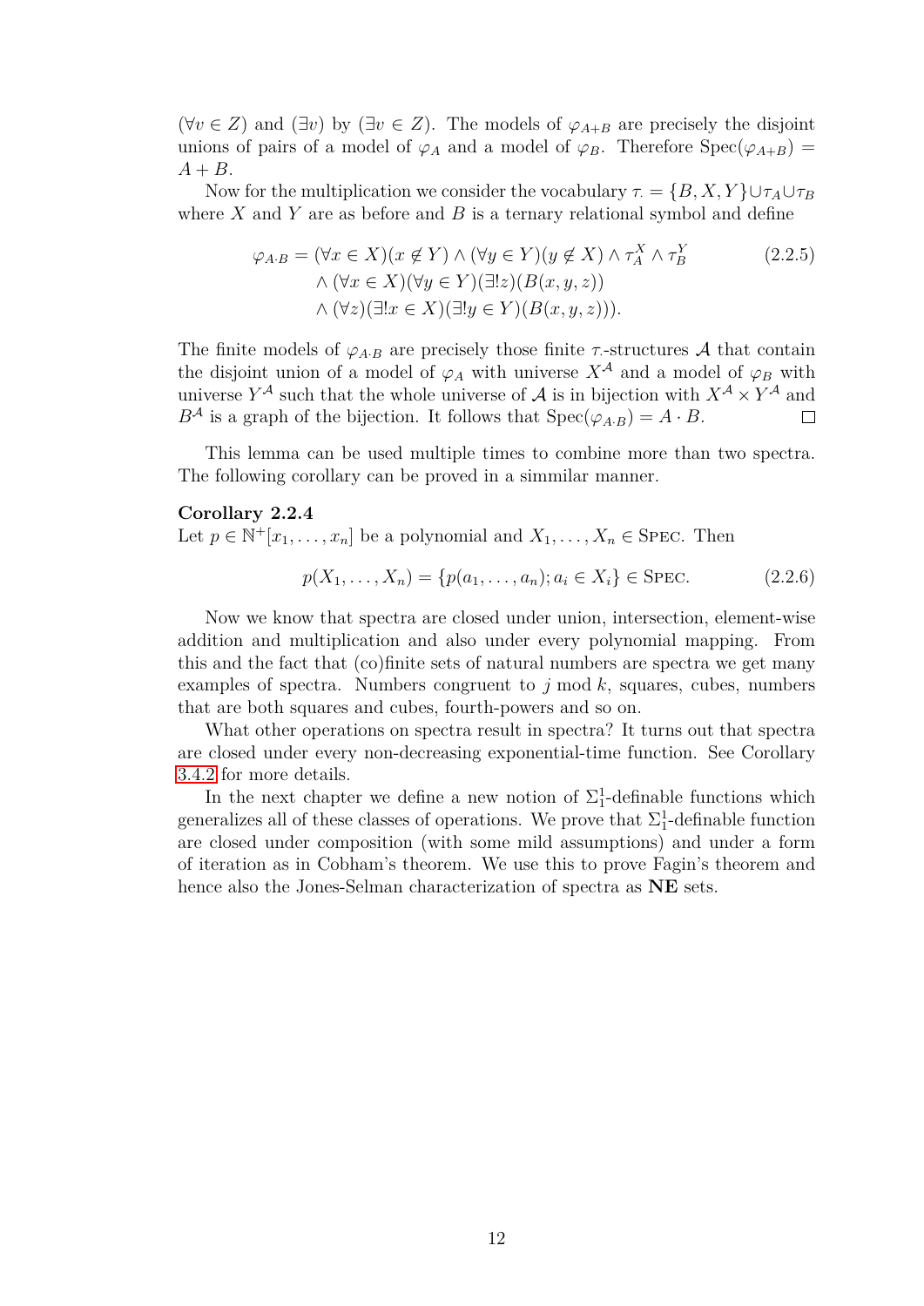$(\forall v \in Z)$ and $(\exists v)$ by $(\exists v \in Z)$. The models of $\varphi_{A+B}$ are precisely the disjoint unions of pairs of a model of $\varphi_A$ and a model of $\varphi_B$. Therefore $\mathrm{Spec}(\varphi_{A+B}) = A + B$.

Now for the multiplication we consider the vocabulary $\tau_\cdot = \{B, X, Y\} \cup \tau_A \cup \tau_B$ where $X$ and $Y$ are as before and $B$ is a ternary relational symbol and define

$$\begin{aligned}\varphi_{A \cdot B} = (\forall x \in X)(x \notin Y) \wedge (\forall y \in Y)(y \notin X) \wedge \tau_A^X \wedge \tau_B^Y \\ \wedge (\forall x \in X)(\forall y \in Y)(\exists! z)(B(x, y, z)) \\ \wedge (\forall z)(\exists! x \in X)(\exists! y \in Y)(B(x, y, z))).\end{aligned} \tag{2.2.5}$$

The finite models of $\varphi_{A \cdot B}$ are precisely those finite $\tau_\cdot$-structures $\mathcal{A}$ that contain the disjoint union of a model of $\varphi_A$ with universe $X^{\mathcal{A}}$ and a model of $\varphi_B$ with universe $Y^{\mathcal{A}}$ such that the whole universe of $\mathcal{A}$ is in bijection with $X^{\mathcal{A}} \times Y^{\mathcal{A}}$ and $B^{\mathcal{A}}$ is a graph of the bijection. It follows that $\mathrm{Spec}(\varphi_{A \cdot B}) = A \cdot B$. □

This lemma can be used multiple times to combine more than two spectra. The following corollary can be proved in a simmilar manner.

**Corollary 2.2.4**
Let $p \in \mathbb{N}^+[x_1, \ldots, x_n]$ be a polynomial and $X_1, \ldots, X_n \in \textsc{Spec}$. Then

$$p(X_1, \ldots, X_n) = \{p(a_1, \ldots, a_n); a_i \in X_i\} \in \textsc{Spec}. \tag{2.2.6}$$

Now we know that spectra are closed under union, intersection, element-wise addition and multiplication and also under every polynomial mapping. From this and the fact that (co)finite sets of natural numbers are spectra we get many examples of spectra. Numbers congruent to $j$ mod $k$, squares, cubes, numbers that are both squares and cubes, fourth-powers and so on.

What other operations on spectra result in spectra? It turns out that spectra are closed under every non-decreasing exponential-time function. See Corollary 3.4.2 for more details.

In the next chapter we define a new notion of $\Sigma_1^1$-definable functions which generalizes all of these classes of operations. We prove that $\Sigma_1^1$-definable function are closed under composition (with some mild assumptions) and under a form of iteration as in Cobham's theorem. We use this to prove Fagin's theorem and hence also the Jones-Selman characterization of spectra as **NE** sets.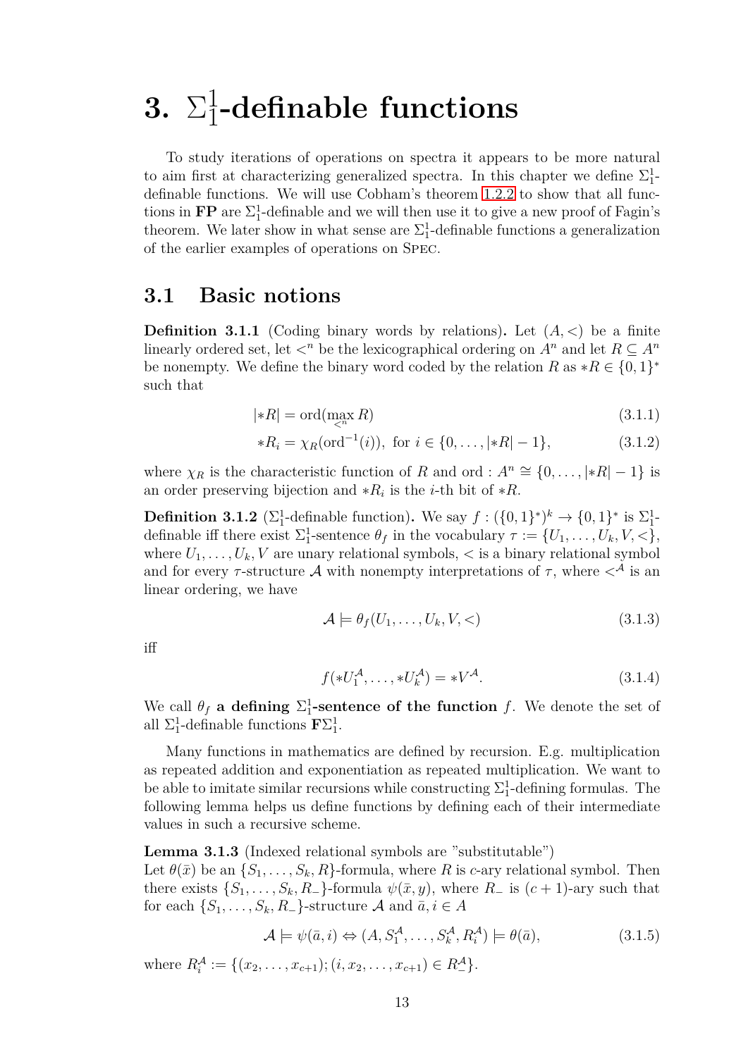# 3. $\Sigma^1_1$-definable functions

To study iterations of operations on spectra it appears to be more natural to aim first at characterizing generalized spectra. In this chapter we define $\Sigma^1_1$-definable functions. We will use Cobham's theorem 1.2.2 to show that all functions in **FP** are $\Sigma^1_1$-definable and we will then use it to give a new proof of Fagin's theorem. We later show in what sense are $\Sigma^1_1$-definable functions a generalization of the earlier examples of operations on Spec.

## 3.1 Basic notions

**Definition 3.1.1** (Coding binary words by relations)**.** Let $(A, <)$ be a finite linearly ordered set, let $<^n$ be the lexicographical ordering on $A^n$ and let $R \subseteq A^n$ be nonempty. We define the binary word coded by the relation $R$ as $*R \in \{0,1\}^*$ such that

$$|*R| = \mathrm{ord}(\max_{<^n} R) \tag{3.1.1}$$

$$*R_i = \chi_R(\mathrm{ord}^{-1}(i)), \text{ for } i \in \{0, \dots, |*R| - 1\}, \tag{3.1.2}$$

where $\chi_R$ is the characteristic function of $R$ and $\mathrm{ord} : A^n \cong \{0, \dots, |*R| - 1\}$ is an order preserving bijection and $*R_i$ is the $i$-th bit of $*R$.

**Definition 3.1.2** ($\Sigma^1_1$-definable function)**.** We say $f : (\{0,1\}^*)^k \to \{0,1\}^*$ is $\Sigma^1_1$-definable iff there exist $\Sigma^1_1$-sentence $\theta_f$ in the vocabulary $\tau := \{U_1, \dots, U_k, V, <\}$, where $U_1, \dots, U_k, V$ are unary relational symbols, $<$ is a binary relational symbol and for every $\tau$-structure $\mathcal{A}$ with nonempty interpretations of $\tau$, where $<^{\mathcal{A}}$ is an linear ordering, we have

$$\mathcal{A} \models \theta_f(U_1, \dots, U_k, V, <) \tag{3.1.3}$$

iff

$$f(*U_1^{\mathcal{A}}, \dots, *U_k^{\mathcal{A}}) = *V^{\mathcal{A}}. \tag{3.1.4}$$

We call $\theta_f$ **a defining $\Sigma^1_1$-sentence of the function** $f$. We denote the set of all $\Sigma^1_1$-definable functions $\mathbf{F}\Sigma^1_1$.

Many functions in mathematics are defined by recursion. E.g. multiplication as repeated addition and exponentiation as repeated multiplication. We want to be able to imitate similar recursions while constructing $\Sigma^1_1$-defining formulas. The following lemma helps us define functions by defining each of their intermediate values in such a recursive scheme.

**Lemma 3.1.3** (Indexed relational symbols are "substitutable")
Let $\theta(\bar{x})$ be an $\{S_1, \dots, S_k, R\}$-formula, where $R$ is $c$-ary relational symbol. Then there exists $\{S_1, \dots, S_k, R_-\}$-formula $\psi(\bar{x}, y)$, where $R_-$ is $(c+1)$-ary such that for each $\{S_1, \dots, S_k, R_-\}$-structure $\mathcal{A}$ and $\bar{a}, i \in A$

$$\mathcal{A} \models \psi(\bar{a}, i) \Leftrightarrow (A, S_1^{\mathcal{A}}, \dots, S_k^{\mathcal{A}}, R_i^{\mathcal{A}}) \models \theta(\bar{a}), \tag{3.1.5}$$

where $R_i^{\mathcal{A}} := \{(x_2, \dots, x_{c+1}); (i, x_2, \dots, x_{c+1}) \in R_-^{\mathcal{A}}\}$.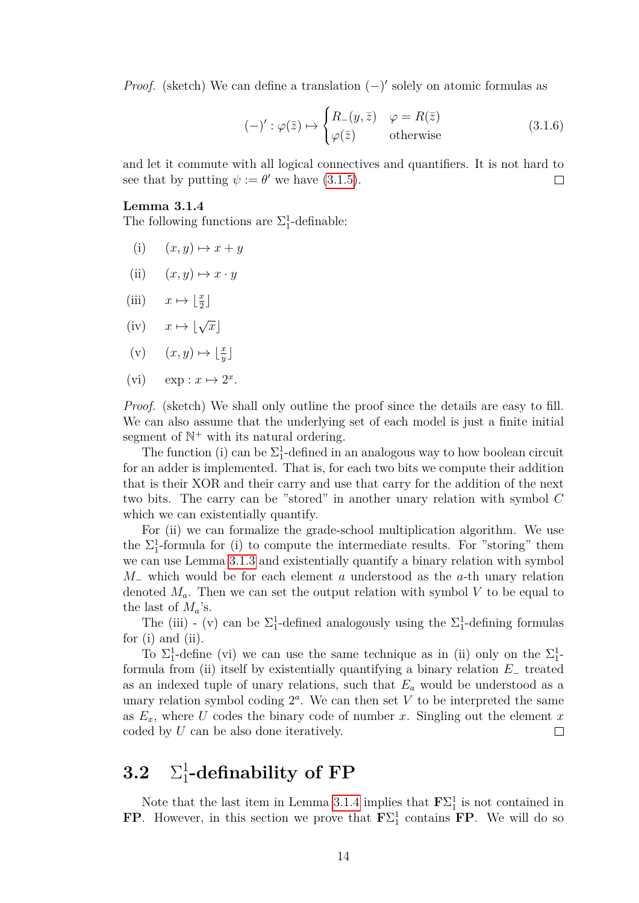*Proof.* (sketch) We can define a translation $(-)'$ solely on atomic formulas as

$$(-)' : \varphi(\bar{z}) \mapsto \begin{cases} R_{-}(y, \bar{z}) & \varphi = R(\bar{z}) \\ \varphi(\bar{z}) & \text{otherwise} \end{cases} \tag{3.1.6}$$

and let it commute with all logical connectives and quantifiers. It is not hard to see that by putting $\psi := \theta'$ we have (3.1.5). □

**Lemma 3.1.4**
The following functions are $\Sigma_1^1$-definable:

(i) $(x, y) \mapsto x + y$

(ii) $(x, y) \mapsto x \cdot y$

(iii) $x \mapsto \lfloor \frac{x}{2} \rfloor$

(iv) $x \mapsto \lfloor \sqrt{x} \rfloor$

(v) $(x, y) \mapsto \lfloor \frac{x}{y} \rfloor$

(vi) $\exp : x \mapsto 2^x$.

*Proof.* (sketch) We shall only outline the proof since the details are easy to fill. We can also assume that the underlying set of each model is just a finite initial segment of $\mathbb{N}^+$ with its natural ordering.

The function (i) can be $\Sigma_1^1$-defined in an analogous way to how boolean circuit for an adder is implemented. That is, for each two bits we compute their addition that is their XOR and their carry and use that carry for the addition of the next two bits. The carry can be "stored" in another unary relation with symbol $C$ which we can existentially quantify.

For (ii) we can formalize the grade-school multiplication algorithm. We use the $\Sigma_1^1$-formula for (i) to compute the intermediate results. For "storing" them we can use Lemma 3.1.3 and existentially quantify a binary relation with symbol $M_{-}$ which would be for each element $a$ understood as the $a$-th unary relation denoted $M_a$. Then we can set the output relation with symbol $V$ to be equal to the last of $M_a$'s.

The (iii) - (v) can be $\Sigma_1^1$-defined analogously using the $\Sigma_1^1$-defining formulas for (i) and (ii).

To $\Sigma_1^1$-define (vi) we can use the same technique as in (ii) only on the $\Sigma_1^1$-formula from (ii) itself by existentially quantifying a binary relation $E_{-}$ treated as an indexed tuple of unary relations, such that $E_a$ would be understood as a unary relation symbol coding $2^a$. We can then set $V$ to be interpreted the same as $E_x$, where $U$ codes the binary code of number $x$. Singling out the element $x$ coded by $U$ can be also done iteratively. □

## 3.2 $\Sigma_1^1$-definability of FP

Note that the last item in Lemma 3.1.4 implies that $\mathbf{F}\Sigma_1^1$ is not contained in **FP**. However, in this section we prove that $\mathbf{F}\Sigma_1^1$ contains **FP**. We will do so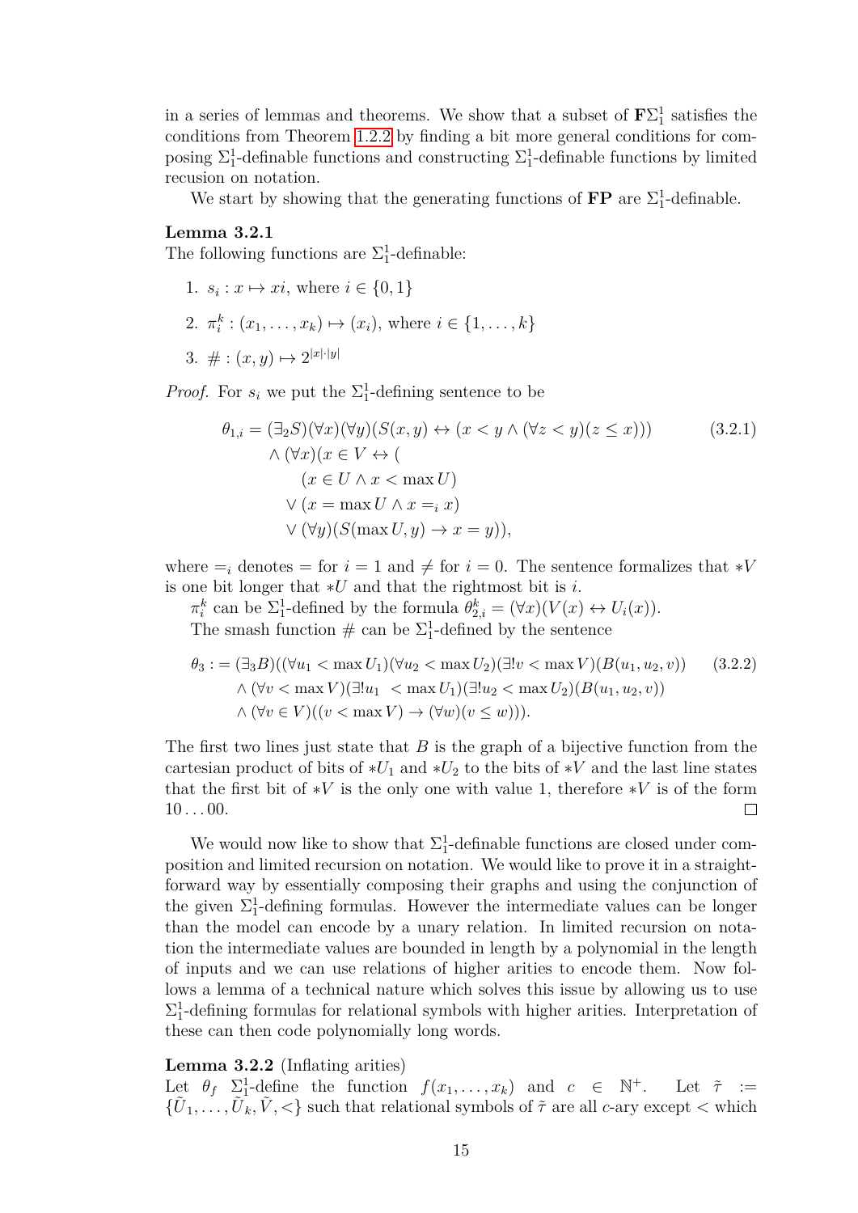in a series of lemmas and theorems. We show that a subset of $\mathbf{F}\Sigma^1_1$ satisfies the conditions from Theorem 1.2.2 by finding a bit more general conditions for composing $\Sigma^1_1$-definable functions and constructing $\Sigma^1_1$-definable functions by limited recusion on notation.

We start by showing that the generating functions of $\mathbf{FP}$ are $\Sigma^1_1$-definable.

**Lemma 3.2.1**
The following functions are $\Sigma^1_1$-definable:

1. $s_i : x \mapsto xi$, where $i \in \{0, 1\}$
2. $\pi^k_i : (x_1, \dots, x_k) \mapsto (x_i)$, where $i \in \{1, \dots, k\}$
3. $\# : (x, y) \mapsto 2^{|x|\cdot|y|}$

*Proof.* For $s_i$ we put the $\Sigma^1_1$-defining sentence to be

$$\begin{aligned}
\theta_{1,i} = {} & (\exists_2 S)(\forall x)(\forall y)(S(x, y) \leftrightarrow (x < y \wedge (\forall z < y)(z \leq x))) \\
& \wedge (\forall x)(x \in V \leftrightarrow ( \\
& \quad (x \in U \wedge x < \max U) \\
& \quad \vee (x = \max U \wedge x =_i x) \\
& \quad \vee (\forall y)(S(\max U, y) \rightarrow x = y)),
\end{aligned} \tag{3.2.1}$$

where $=_i$ denotes $=$ for $i = 1$ and $\neq$ for $i = 0$. The sentence formalizes that $*V$ is one bit longer that $*U$ and that the rightmost bit is $i$.

$\pi^k_i$ can be $\Sigma^1_1$-defined by the formula $\theta^k_{2,i} = (\forall x)(V(x) \leftrightarrow U_i(x))$.

The smash function $\#$ can be $\Sigma^1_1$-defined by the sentence

$$\begin{aligned}
\theta_3 := {} & (\exists_3 B)((\forall u_1 < \max U_1)(\forall u_2 < \max U_2)(\exists! v < \max V)(B(u_1, u_2, v)) \\
& \wedge (\forall v < \max V)(\exists! u_1 \ < \max U_1)(\exists! u_2 < \max U_2)(B(u_1, u_2, v)) \\
& \wedge (\forall v \in V)((v < \max V) \rightarrow (\forall w)(v \leq w))).
\end{aligned} \tag{3.2.2}$$

The first two lines just state that $B$ is the graph of a bijective function from the cartesian product of bits of $*U_1$ and $*U_2$ to the bits of $*V$ and the last line states that the first bit of $*V$ is the only one with value 1, therefore $*V$ is of the form $10\dots00$. $\square$

We would now like to show that $\Sigma^1_1$-definable functions are closed under composition and limited recursion on notation. We would like to prove it in a straightforward way by essentially composing their graphs and using the conjunction of the given $\Sigma^1_1$-defining formulas. However the intermediate values can be longer than the model can encode by a unary relation. In limited recursion on notation the intermediate values are bounded in length by a polynomial in the length of inputs and we can use relations of higher arities to encode them. Now follows a lemma of a technical nature which solves this issue by allowing us to use $\Sigma^1_1$-defining formulas for relational symbols with higher arities. Interpretation of these can then code polynomially long words.

**Lemma 3.2.2** (Inflating arities)
Let $\theta_f$ $\Sigma^1_1$-define the function $f(x_1, \dots, x_k)$ and $c \in \mathbb{N}^+$. Let $\tilde{\tau} := \{\tilde{U}_1, \dots, \tilde{U}_k, \tilde{V}, <\}$ such that relational symbols of $\tilde{\tau}$ are all $c$-ary except $<$ which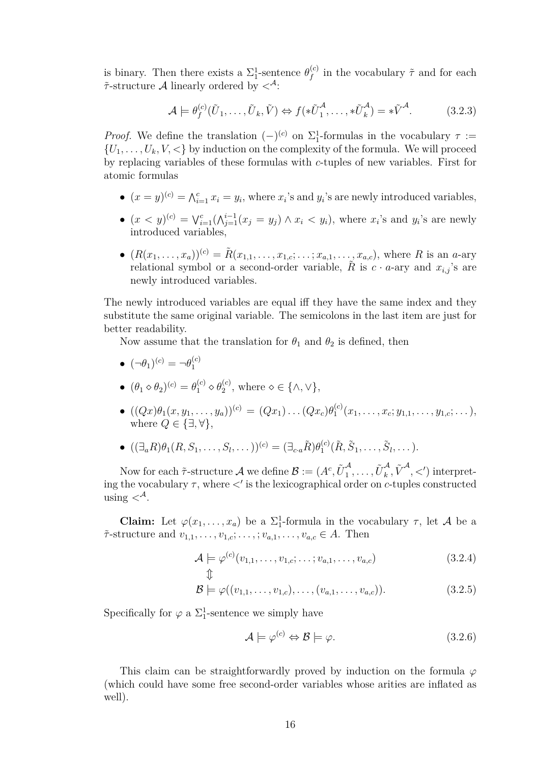is binary. Then there exists a $\Sigma^1_1$-sentence $\theta^{(c)}_f$ in the vocabulary $\tilde{\tau}$ and for each $\tilde{\tau}$-structure $\mathcal{A}$ linearly ordered by $<^{\mathcal{A}}$:

$$\mathcal{A} \models \theta^{(c)}_f(\tilde{U}_1, \dots, \tilde{U}_k, \tilde{V}) \Leftrightarrow f(*\tilde{U}^{\mathcal{A}}_1, \dots, *\tilde{U}^{\mathcal{A}}_k) = *\tilde{V}^{\mathcal{A}}. \tag{3.2.3}$$

*Proof.* We define the translation $(-)^{(c)}$ on $\Sigma^1_1$-formulas in the vocabulary $\tau := \{U_1, \dots, U_k, V, <\}$ by induction on the complexity of the formula. We will proceed by replacing variables of these formulas with $c$-tuples of new variables. First for atomic formulas

- $(x = y)^{(c)} = \bigwedge_{i=1}^{c} x_i = y_i$, where $x_i$'s and $y_i$'s are newly introduced variables,
- $(x < y)^{(c)} = \bigvee_{i=1}^{c} (\bigwedge_{j=1}^{i-1} (x_j = y_j) \wedge x_i < y_i)$, where $x_i$'s and $y_i$'s are newly introduced variables,
- $(R(x_1, \dots, x_a))^{(c)} = \tilde{R}(x_{1,1}, \dots, x_{1,c}; \dots; x_{a,1}, \dots, x_{a,c})$, where $R$ is an $a$-ary relational symbol or a second-order variable, $\tilde{R}$ is $c \cdot a$-ary and $x_{i,j}$'s are newly introduced variables.

The newly introduced variables are equal iff they have the same index and they substitute the same original variable. The semicolons in the last item are just for better readability.

Now assume that the translation for $\theta_1$ and $\theta_2$ is defined, then

- $(\neg\theta_1)^{(c)} = \neg\theta^{(c)}_1$
- $(\theta_1 \diamond \theta_2)^{(c)} = \theta^{(c)}_1 \diamond \theta^{(c)}_2$, where $\diamond \in \{\wedge, \vee\}$,
- $((Qx)\theta_1(x, y_1, \dots, y_a))^{(c)} = (Qx_1) \dots (Qx_c)\theta^{(c)}_1(x_1, \dots, x_c; y_{1,1}, \dots, y_{1,c}; \dots)$, where $Q \in \{\exists, \forall\}$,
- $((\exists_a R)\theta_1(R, S_1, \dots, S_l, \dots))^{(c)} = (\exists_{c \cdot a} \tilde{R})\theta^{(c)}_1(\tilde{R}, \tilde{S}_1, \dots, \tilde{S}_l, \dots)$.

Now for each $\tilde{\tau}$-structure $\mathcal{A}$ we define $\mathcal{B} := (A^c, \tilde{U}^{\mathcal{A}}_1, \dots, \tilde{U}^{\mathcal{A}}_k, \tilde{V}^{\mathcal{A}}, <')$ interpreting the vocabulary $\tau$, where $<'$ is the lexicographical order on $c$-tuples constructed using $<^{\mathcal{A}}$.

**Claim:** Let $\varphi(x_1, \dots, x_a)$ be a $\Sigma^1_1$-formula in the vocabulary $\tau$, let $\mathcal{A}$ be a $\tilde{\tau}$-structure and $v_{1,1}, \dots, v_{1,c}; \dots; v_{a,1}, \dots, v_{a,c} \in A$. Then

$$\mathcal{A} \models \varphi^{(c)}(v_{1,1}, \dots, v_{1,c}; \dots; v_{a,1}, \dots, v_{a,c}) \tag{3.2.4}$$

$$\Updownarrow$$

$$\mathcal{B} \models \varphi((v_{1,1}, \dots, v_{1,c}), \dots, (v_{a,1}, \dots, v_{a,c})). \tag{3.2.5}$$

Specifically for $\varphi$ a $\Sigma^1_1$-sentence we simply have

$$\mathcal{A} \models \varphi^{(c)} \Leftrightarrow \mathcal{B} \models \varphi. \tag{3.2.6}$$

This claim can be straightforwardly proved by induction on the formula $\varphi$ (which could have some free second-order variables whose arities are inflated as well).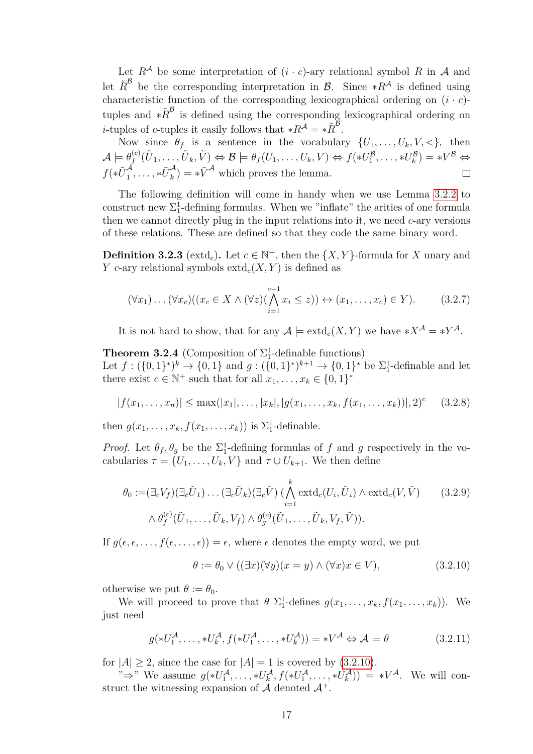Let $R^{\mathcal{A}}$ be some interpretation of $(i \cdot c)$-ary relational symbol $R$ in $\mathcal{A}$ and let $\tilde{R}^{\mathcal{B}}$ be the corresponding interpretation in $\mathcal{B}$. Since $*R^{\mathcal{A}}$ is defined using characteristic function of the corresponding lexicographical ordering on $(i \cdot c)$-tuples and $*\tilde{R}^{\mathcal{B}}$ is defined using the corresponding lexicographical ordering on $i$-tuples of $c$-tuples it easily follows that $*R^{\mathcal{A}} = *\tilde{R}^{\mathcal{B}}$.

Now since $\theta_f$ is a sentence in the vocabulary $\{U_1, \dots, U_k, V, <\}$, then $\mathcal{A} \models \theta_f^{(c)}(\tilde{U}_1, \dots, \tilde{U}_k, \tilde{V}) \Leftrightarrow \mathcal{B} \models \theta_f(U_1, \dots, U_k, V) \Leftrightarrow f(*U_1^{\mathcal{B}}, \dots, *U_k^{\mathcal{B}}) = *V^{\mathcal{B}} \Leftrightarrow f(*\tilde{U}_1^{\mathcal{A}}, \dots, *\tilde{U}_k^{\mathcal{A}}) = *\tilde{V}^{\mathcal{A}}$ which proves the lemma. $\square$

The following definition will come in handy when we use Lemma 3.2.2 to construct new $\Sigma_1^1$-defining formulas. When we "inflate" the arities of one formula then we cannot directly plug in the input relations into it, we need $c$-ary versions of these relations. These are defined so that they code the same binary word.

**Definition 3.2.3** ($\text{extd}_c$)**.** Let $c \in \mathbb{N}^+$, then the $\{X, Y\}$-formula for $X$ unary and $Y$ $c$-ary relational symbols $\text{extd}_c(X, Y)$ is defined as

$$(\forall x_1) \dots (\forall x_c)((x_c \in X \wedge (\forall z)(\bigwedge_{i=1}^{c-1} x_i \leq z)) \leftrightarrow (x_1, \dots, x_c) \in Y). \tag{3.2.7}$$

It is not hard to show, that for any $\mathcal{A} \models \text{extd}_c(X, Y)$ we have $*X^{\mathcal{A}} = *Y^{\mathcal{A}}$.

**Theorem 3.2.4** (Composition of $\Sigma_1^1$-definable functions)
Let $f : (\{0,1\}^*)^k \to \{0,1\}$ and $g : (\{0,1\}^*)^{k+1} \to \{0,1\}^*$ be $\Sigma_1^1$-definable and let there exist $c \in \mathbb{N}^+$ such that for all $x_1, \dots, x_k \in \{0,1\}^*$

$$|f(x_1, \dots, x_n)| \leq \max(|x_1|, \dots, |x_k|, |g(x_1, \dots, x_k, f(x_1, \dots, x_k))|, 2)^c \tag{3.2.8}$$

then $g(x_1, \dots, x_k, f(x_1, \dots, x_k))$ is $\Sigma_1^1$-definable.

*Proof.* Let $\theta_f, \theta_g$ be the $\Sigma_1^1$-defining formulas of $f$ and $g$ respectively in the vocabularies $\tau = \{U_1, \dots, U_k, V\}$ and $\tau \cup U_{k+1}$. We then define

$$\begin{aligned}\theta_0 :=& (\exists_c V_f)(\exists_c \tilde{U}_1) \dots (\exists_c \tilde{U}_k)(\exists_c \tilde{V}) \, (\bigwedge_{i=1}^{k} \text{extd}_c(U_i, \tilde{U}_i) \wedge \text{extd}_c(V, \tilde{V}) \\ & \wedge \theta_f^{(c)}(\tilde{U}_1, \dots, \tilde{U}_k, V_f) \wedge \theta_g^{(c)}(\tilde{U}_1, \dots, \tilde{U}_k, V_f, \tilde{V})).\end{aligned} \tag{3.2.9}$$

If $g(\epsilon, \epsilon, \dots, f(\epsilon, \dots, \epsilon)) = \epsilon$, where $\epsilon$ denotes the empty word, we put

$$\theta := \theta_0 \vee ((\exists x)(\forall y)(x = y) \wedge (\forall x) x \in V), \tag{3.2.10}$$

otherwise we put $\theta := \theta_0$.

We will proceed to prove that $\theta$ $\Sigma_1^1$-defines $g(x_1, \dots, x_k, f(x_1, \dots, x_k))$. We just need

$$g(*U_1^{\mathcal{A}}, \dots, *U_k^{\mathcal{A}}, f(*U_1^{\mathcal{A}}, \dots, *U_k^{\mathcal{A}})) = *V^{\mathcal{A}} \Leftrightarrow \mathcal{A} \models \theta \tag{3.2.11}$$

for $|A| \geq 2$, since the case for $|A| = 1$ is covered by (3.2.10).

"$\Rightarrow$" We assume $g(*U_1^{\mathcal{A}}, \dots, *U_k^{\mathcal{A}}, f(*U_1^{\mathcal{A}}, \dots, *U_k^{\mathcal{A}})) = *V^{\mathcal{A}}$. We will construct the witnessing expansion of $\mathcal{A}$ denoted $\mathcal{A}^+$.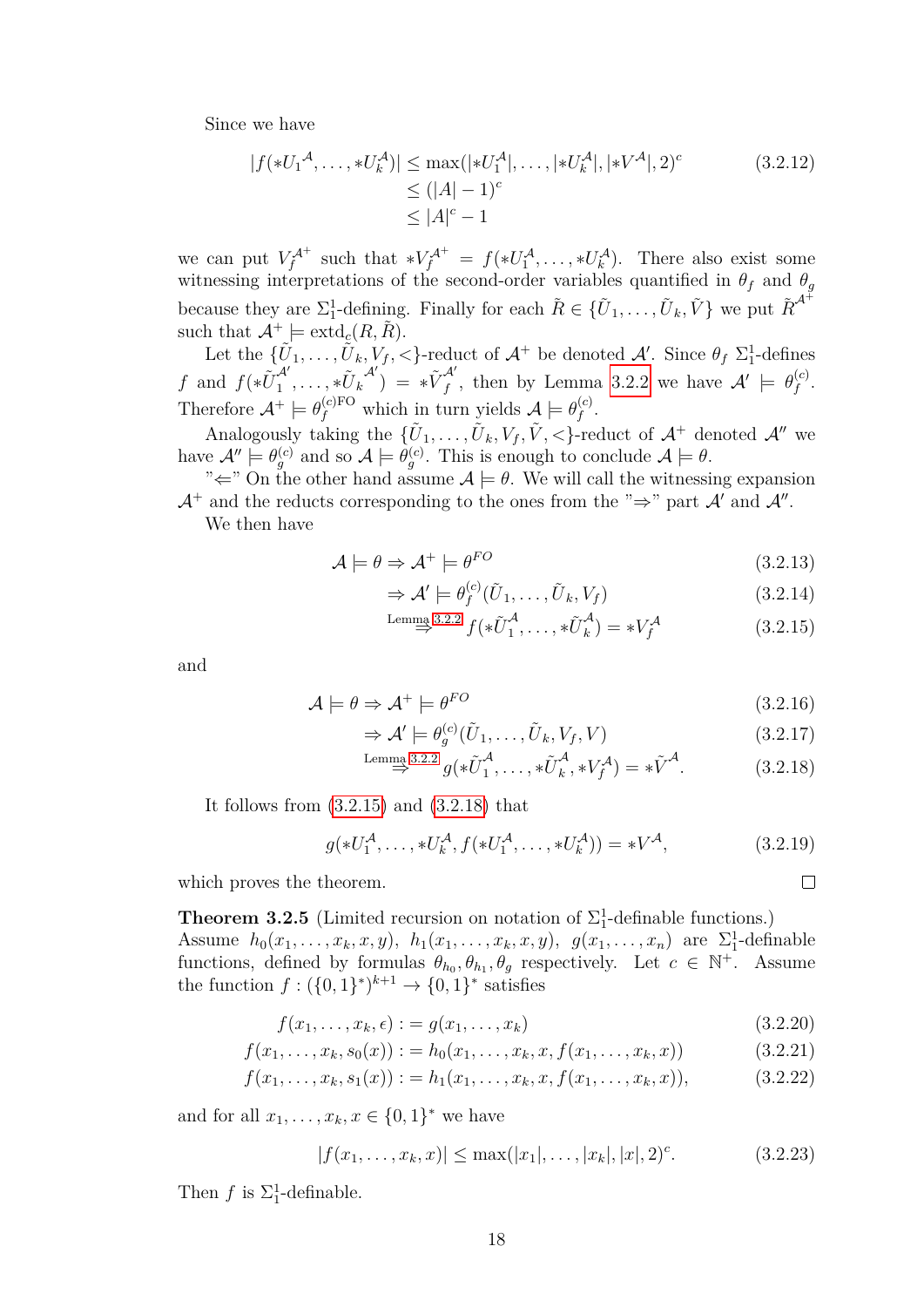Since we have

$$
\begin{aligned}
|f(*U_1{}^{\mathcal{A}}, \ldots, *U_k^{\mathcal{A}})| &\leq \max(|*U_1^{\mathcal{A}}|, \ldots, |*U_k^{\mathcal{A}}|, |*V^{\mathcal{A}}|, 2)^c \\
&\leq (|A| - 1)^c \\
&\leq |A|^c - 1
\end{aligned} \tag{3.2.12}
$$

we can put $V_f^{\mathcal{A}^+}$ such that $*V_f^{\mathcal{A}^+} = f(*U_1^{\mathcal{A}}, \ldots, *U_k^{\mathcal{A}})$. There also exist some witnessing interpretations of the second-order variables quantified in $\theta_f$ and $\theta_g$ because they are $\Sigma_1^1$-defining. Finally for each $\tilde{R} \in \{\tilde{U}_1, \ldots, \tilde{U}_k, \tilde{V}\}$ we put $\tilde{R}^{\mathcal{A}^+}$ such that $\mathcal{A}^+ \models \mathrm{extd}_c(R, \tilde{R})$.

Let the $\{\tilde{U}_1, \ldots, \tilde{U}_k, V_f, <\}$-reduct of $\mathcal{A}^+$ be denoted $\mathcal{A}'$. Since $\theta_f$ $\Sigma_1^1$-defines $f$ and $f(*\tilde{U}_1^{\mathcal{A}'}, \ldots, *\tilde{U}_k^{\mathcal{A}'}) = *\tilde{V}_f^{\mathcal{A}'}$, then by Lemma 3.2.2 we have $\mathcal{A}' \models \theta_f^{(c)}$. Therefore $\mathcal{A}^+ \models \theta_f^{(c)\mathrm{FO}}$ which in turn yields $\mathcal{A} \models \theta_f^{(c)}$.

Analogously taking the $\{\tilde{U}_1, \ldots, \tilde{U}_k, V_f, \tilde{V}, <\}$-reduct of $\mathcal{A}^+$ denoted $\mathcal{A}''$ we have $\mathcal{A}'' \models \theta_g^{(c)}$ and so $\mathcal{A} \models \theta_g^{(c)}$. This is enough to conclude $\mathcal{A} \models \theta$.

"$\Leftarrow$" On the other hand assume $\mathcal{A} \models \theta$. We will call the witnessing expansion $\mathcal{A}^+$ and the reducts corresponding to the ones from the "$\Rightarrow$" part $\mathcal{A}'$ and $\mathcal{A}''$.

We then have

$$
\mathcal{A} \models \theta \Rightarrow \mathcal{A}^+ \models \theta^{FO} \tag{3.2.13}
$$

$$
\Rightarrow \mathcal{A}' \models \theta_f^{(c)}(\tilde{U}_1, \ldots, \tilde{U}_k, V_f) \tag{3.2.14}
$$

$$
\overset{\text{Lemma 3.2.2}}{\Rightarrow} f(*\tilde{U}_1^{\mathcal{A}}, \ldots, *\tilde{U}_k^{\mathcal{A}}) = *V_f^{\mathcal{A}} \tag{3.2.15}
$$

and

$$
\mathcal{A} \models \theta \Rightarrow \mathcal{A}^+ \models \theta^{FO} \tag{3.2.16}
$$

$$
\Rightarrow \mathcal{A}' \models \theta_g^{(c)}(\tilde{U}_1, \ldots, \tilde{U}_k, V_f, V) \tag{3.2.17}
$$

$$
\overset{\text{Lemma 3.2.2}}{\Rightarrow} g(*\tilde{U}_1^{\mathcal{A}}, \ldots, *\tilde{U}_k^{\mathcal{A}}, *V_f^{\mathcal{A}}) = *\tilde{V}^{\mathcal{A}}. \tag{3.2.18}
$$

It follows from (3.2.15) and (3.2.18) that

$$
g(*U_1^{\mathcal{A}}, \ldots, *U_k^{\mathcal{A}}, f(*U_1^{\mathcal{A}}, \ldots, *U_k^{\mathcal{A}})) = *V^{\mathcal{A}}, \tag{3.2.19}
$$

which proves the theorem. □

**Theorem 3.2.5** (Limited recursion on notation of $\Sigma_1^1$-definable functions.) Assume $h_0(x_1, \ldots, x_k, x, y)$, $h_1(x_1, \ldots, x_k, x, y)$, $g(x_1, \ldots, x_n)$ are $\Sigma_1^1$-definable functions, defined by formulas $\theta_{h_0}, \theta_{h_1}, \theta_g$ respectively. Let $c \in \mathbb{N}^+$. Assume the function $f : (\{0,1\}^*)^{k+1} \to \{0,1\}^*$ satisfies

$$
f(x_1, \ldots, x_k, \epsilon) := g(x_1, \ldots, x_k) \tag{3.2.20}
$$

$$
f(x_1, \ldots, x_k, s_0(x)) := h_0(x_1, \ldots, x_k, x, f(x_1, \ldots, x_k, x)) \tag{3.2.21}
$$

$$
f(x_1, \ldots, x_k, s_1(x)) := h_1(x_1, \ldots, x_k, x, f(x_1, \ldots, x_k, x)), \tag{3.2.22}
$$

and for all $x_1, \ldots, x_k, x \in \{0,1\}^*$ we have

$$
|f(x_1, \ldots, x_k, x)| \leq \max(|x_1|, \ldots, |x_k|, |x|, 2)^c. \tag{3.2.23}
$$

Then $f$ is $\Sigma_1^1$-definable.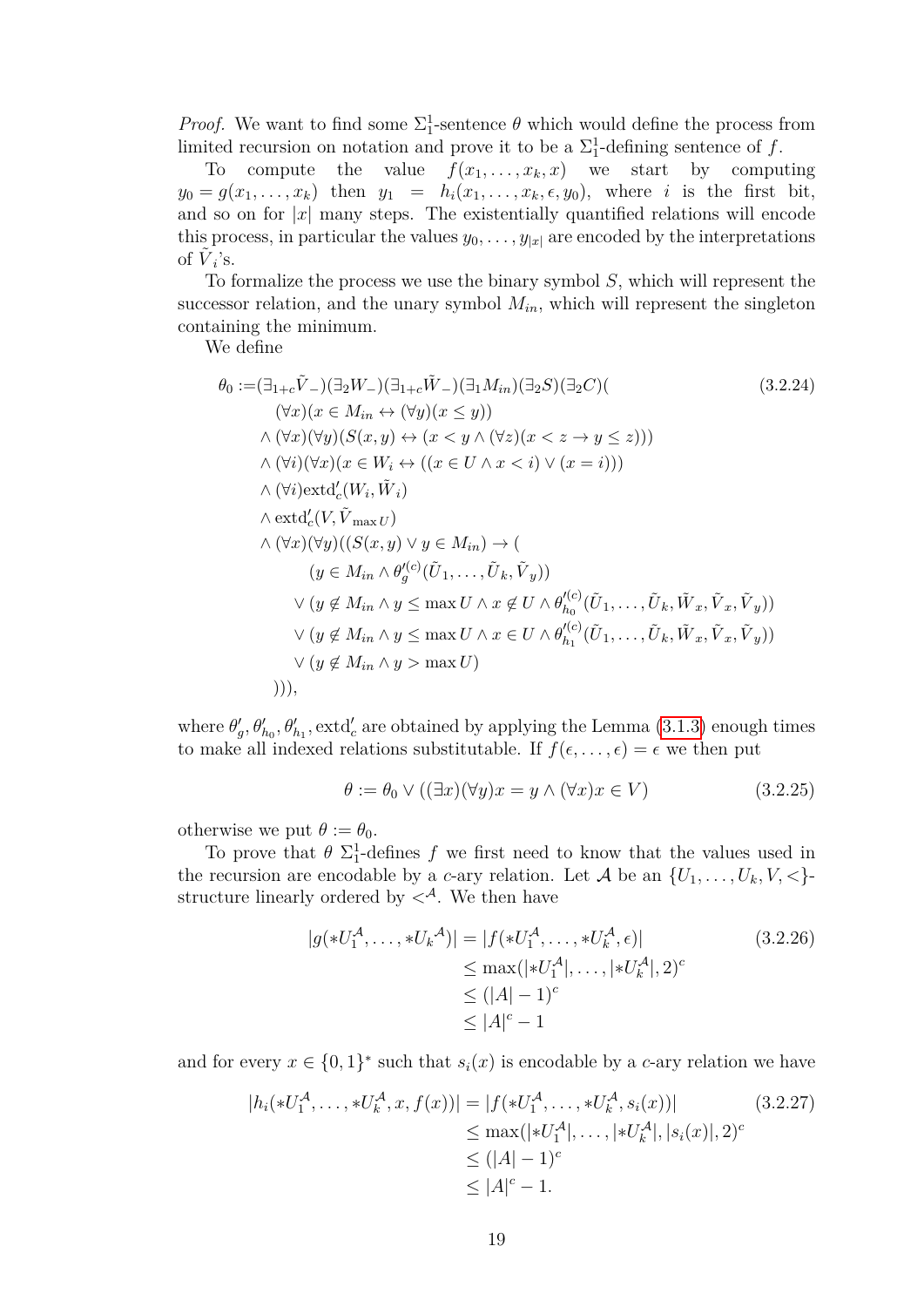*Proof.* We want to find some $\Sigma^1_1$-sentence $\theta$ which would define the process from limited recursion on notation and prove it to be a $\Sigma^1_1$-defining sentence of $f$.

To compute the value $f(x_1,\ldots,x_k,x)$ we start by computing $y_0 = g(x_1,\ldots,x_k)$ then $y_1 = h_i(x_1,\ldots,x_k,\epsilon,y_0)$, where $i$ is the first bit, and so on for $|x|$ many steps. The existentially quantified relations will encode this process, in particular the values $y_0,\ldots,y_{|x|}$ are encoded by the interpretations of $\tilde{V}_i$'s.

To formalize the process we use the binary symbol $S$, which will represent the successor relation, and the unary symbol $M_{in}$, which will represent the singleton containing the minimum.

We define

$$
\begin{aligned}
\theta_0 :=&(\exists_{1+c}\tilde{V}_-)(\exists_2 W_-)(\exists_{1+c}\tilde{W}_-)(\exists_1 M_{in})(\exists_2 S)(\exists_2 C)( \\
&(\forall x)(x \in M_{in} \leftrightarrow (\forall y)(x \leq y)) \\
&\wedge (\forall x)(\forall y)(S(x,y) \leftrightarrow (x < y \wedge (\forall z)(x < z \rightarrow y \leq z))) \\
&\wedge (\forall i)(\forall x)(x \in W_i \leftrightarrow ((x \in U \wedge x < i) \vee (x = i))) \\
&\wedge (\forall i)\mathrm{extd}'_c(W_i,\tilde{W}_i) \\
&\wedge \mathrm{extd}'_c(V,\tilde{V}_{\max U}) \\
&\wedge (\forall x)(\forall y)((S(x,y) \vee y \in M_{in}) \rightarrow ( \\
&\qquad (y \in M_{in} \wedge \theta'^{(c)}_g(\tilde{U}_1,\ldots,\tilde{U}_k,\tilde{V}_y)) \\
&\qquad \vee (y \notin M_{in} \wedge y \leq \max U \wedge x \notin U \wedge \theta'^{(c)}_{h_0}(\tilde{U}_1,\ldots,\tilde{U}_k,\tilde{W}_x,\tilde{V}_x,\tilde{V}_y)) \\
&\qquad \vee (y \notin M_{in} \wedge y \leq \max U \wedge x \in U \wedge \theta'^{(c)}_{h_1}(\tilde{U}_1,\ldots,\tilde{U}_k,\tilde{W}_x,\tilde{V}_x,\tilde{V}_y)) \\
&\qquad \vee (y \notin M_{in} \wedge y > \max U) \\
&))),
\end{aligned} \tag{3.2.24}
$$

where $\theta'_g, \theta'_{h_0}, \theta'_{h_1}, \mathrm{extd}'_c$ are obtained by applying the Lemma (3.1.3) enough times to make all indexed relations substitutable. If $f(\epsilon,\ldots,\epsilon) = \epsilon$ we then put

$$
\theta := \theta_0 \vee ((\exists x)(\forall y)x = y \wedge (\forall x)x \in V) \tag{3.2.25}
$$

otherwise we put $\theta := \theta_0$.

To prove that $\theta$ $\Sigma^1_1$-defines $f$ we first need to know that the values used in the recursion are encodable by a $c$-ary relation. Let $\mathcal{A}$ be an $\{U_1,\ldots,U_k,V,<\}$-structure linearly ordered by $<^{\mathcal{A}}$. We then have

$$
\begin{aligned}
|g(*U_1^{\mathcal{A}},\ldots,*U_k{}^{\mathcal{A}})| &= |f(*U_1^{\mathcal{A}},\ldots,*U_k^{\mathcal{A}},\epsilon)| \\
&\leq \max(|*U_1^{\mathcal{A}}|,\ldots,|*U_k^{\mathcal{A}}|,2)^c \\
&\leq (|A|-1)^c \\
&\leq |A|^c - 1
\end{aligned} \tag{3.2.26}
$$

and for every $x \in \{0,1\}^*$ such that $s_i(x)$ is encodable by a $c$-ary relation we have

$$
\begin{aligned}
|h_i(*U_1^{\mathcal{A}},\ldots,*U_k^{\mathcal{A}},x,f(x))| &= |f(*U_1^{\mathcal{A}},\ldots,*U_k^{\mathcal{A}},s_i(x))| \\
&\leq \max(|*U_1^{\mathcal{A}}|,\ldots,|*U_k^{\mathcal{A}}|,|s_i(x)|,2)^c \\
&\leq (|A|-1)^c \\
&\leq |A|^c - 1.
\end{aligned} \tag{3.2.27}
$$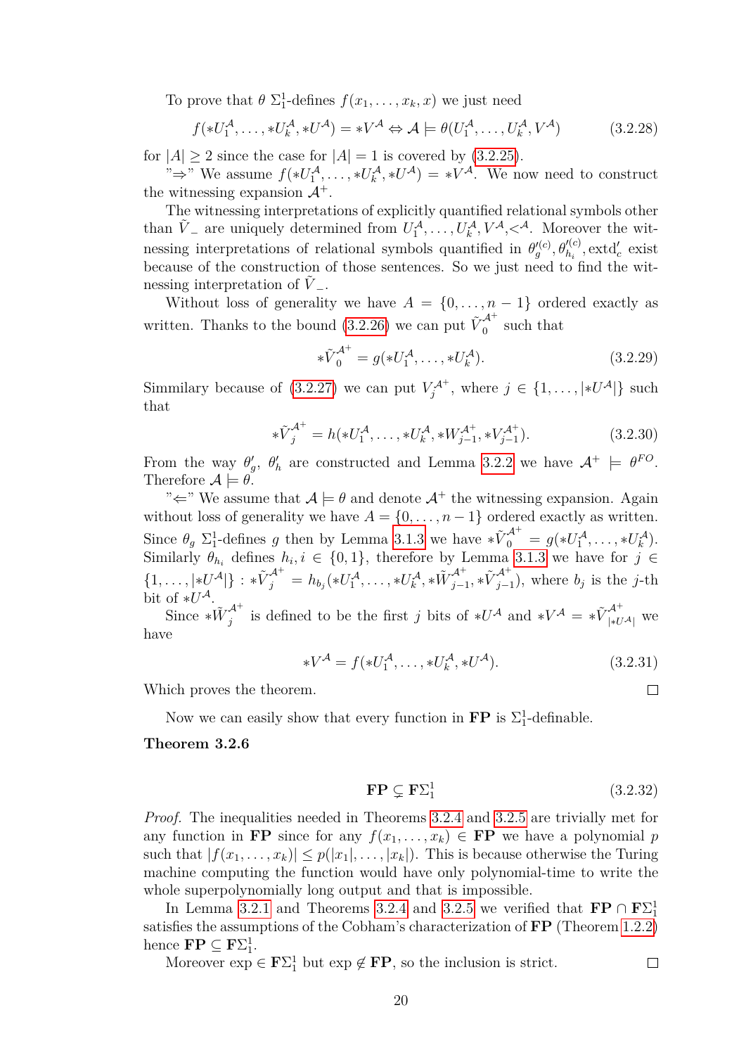To prove that $\theta$ $\Sigma^1_1$-defines $f(x_1, \ldots, x_k, x)$ we just need

$$f(*U_1^{\mathcal{A}}, \ldots, *U_k^{\mathcal{A}}, *U^{\mathcal{A}}) = *V^{\mathcal{A}} \Leftrightarrow \mathcal{A} \models \theta(U_1^{\mathcal{A}}, \ldots, U_k^{\mathcal{A}}, V^{\mathcal{A}}) \tag{3.2.28}$$

for $|A| \geq 2$ since the case for $|A| = 1$ is covered by (3.2.25).

"$\Rightarrow$" We assume $f(*U_1^{\mathcal{A}}, \ldots, *U_k^{\mathcal{A}}, *U^{\mathcal{A}}) = *V^{\mathcal{A}}$. We now need to construct the witnessing expansion $\mathcal{A}^+$.

The witnessing interpretations of explicitly quantified relational symbols other than $\tilde{V}_{\_}$ are uniquely determined from $U_1^{\mathcal{A}}, \ldots, U_k^{\mathcal{A}}, V^{\mathcal{A}}, <^{\mathcal{A}}$. Moreover the witnessing interpretations of relational symbols quantified in $\theta_g'^{(c)}, \theta_{h_i}'^{(c)}, \text{extd}_c'$ exist because of the construction of those sentences. So we just need to find the witnessing interpretation of $\tilde{V}_{\_}$.

Without loss of generality we have $A = \{0, \ldots, n-1\}$ ordered exactly as written. Thanks to the bound (3.2.26) we can put $\tilde{V}_0^{\mathcal{A}^+}$ such that

$$*\tilde{V}_0^{\mathcal{A}^+} = g(*U_1^{\mathcal{A}}, \ldots, *U_k^{\mathcal{A}}). \tag{3.2.29}$$

Simmilary because of (3.2.27) we can put $V_j^{\mathcal{A}^+}$, where $j \in \{1, \ldots, |*U^{\mathcal{A}}|\}$ such that

$$*\tilde{V}_j^{\mathcal{A}^+} = h(*U_1^{\mathcal{A}}, \ldots, *U_k^{\mathcal{A}}, *W_{j-1}^{\mathcal{A}^+}, *V_{j-1}^{\mathcal{A}^+}). \tag{3.2.30}$$

From the way $\theta_g'$, $\theta_h'$ are constructed and Lemma 3.2.2 we have $\mathcal{A}^+ \models \theta^{FO}$. Therefore $\mathcal{A} \models \theta$.

"$\Leftarrow$" We assume that $\mathcal{A} \models \theta$ and denote $\mathcal{A}^+$ the witnessing expansion. Again without loss of generality we have $A = \{0, \ldots, n-1\}$ ordered exactly as written. Since $\theta_g$ $\Sigma^1_1$-defines $g$ then by Lemma 3.1.3 we have $*\tilde{V}_0^{\mathcal{A}^+} = g(*U_1^{\mathcal{A}}, \ldots, *U_k^{\mathcal{A}})$. Similarly $\theta_{h_i}$ defines $h_i, i \in \{0, 1\}$, therefore by Lemma 3.1.3 we have for $j \in \{1, \ldots, |*U^{\mathcal{A}}|\} : *\tilde{V}_j^{\mathcal{A}^+} = h_{b_j}(*U_1^{\mathcal{A}}, \ldots, *U_k^{\mathcal{A}}, *\tilde{W}_{j-1}^{\mathcal{A}^+}, *\tilde{V}_{j-1}^{\mathcal{A}^+})$, where $b_j$ is the $j$-th bit of $*U^{\mathcal{A}}$.

Since $*\tilde{W}_j^{\mathcal{A}^+}$ is defined to be the first $j$ bits of $*U^{\mathcal{A}}$ and $*V^{\mathcal{A}} = *\tilde{V}_{|*U^{\mathcal{A}}|}^{\mathcal{A}^+}$ we have

$$*V^{\mathcal{A}} = f(*U_1^{\mathcal{A}}, \ldots, *U_k^{\mathcal{A}}, *U^{\mathcal{A}}). \tag{3.2.31}$$

Which proves the theorem. ☐

Now we can easily show that every function in **FP** is $\Sigma^1_1$-definable.

**Theorem 3.2.6**

$$\mathbf{FP} \subsetneq \mathbf{F}\Sigma^1_1 \tag{3.2.32}$$

*Proof.* The inequalities needed in Theorems 3.2.4 and 3.2.5 are trivially met for any function in **FP** since for any $f(x_1, \ldots, x_k) \in \mathbf{FP}$ we have a polynomial $p$ such that $|f(x_1, \ldots, x_k)| \leq p(|x_1|, \ldots, |x_k|)$. This is because otherwise the Turing machine computing the function would have only polynomial-time to write the whole superpolynomially long output and that is impossible.

In Lemma 3.2.1 and Theorems 3.2.4 and 3.2.5 we verified that $\mathbf{FP} \cap \mathbf{F}\Sigma^1_1$ satisfies the assumptions of the Cobham's characterization of **FP** (Theorem 1.2.2) hence $\mathbf{FP} \subseteq \mathbf{F}\Sigma^1_1$.

Moreover $\exp \in \mathbf{F}\Sigma^1_1$ but $\exp \notin \mathbf{FP}$, so the inclusion is strict. ☐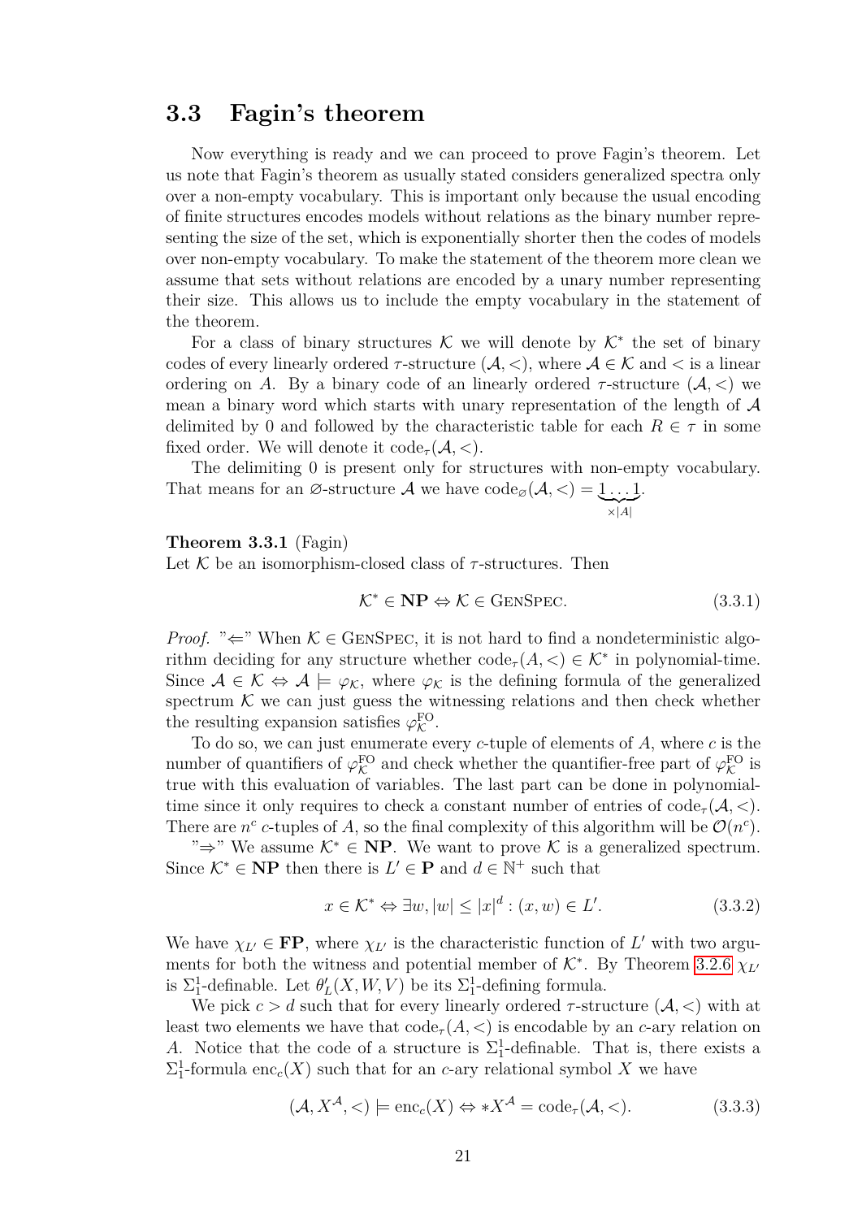## 3.3 Fagin's theorem

Now everything is ready and we can proceed to prove Fagin's theorem. Let us note that Fagin's theorem as usually stated considers generalized spectra only over a non-empty vocabulary. This is important only because the usual encoding of finite structures encodes models without relations as the binary number representing the size of the set, which is exponentially shorter then the codes of models over non-empty vocabulary. To make the statement of the theorem more clean we assume that sets without relations are encoded by a unary number representing their size. This allows us to include the empty vocabulary in the statement of the theorem.

For a class of binary structures $\mathcal{K}$ we will denote by $\mathcal{K}^*$ the set of binary codes of every linearly ordered $\tau$-structure $(\mathcal{A}, <)$, where $\mathcal{A} \in \mathcal{K}$ and $<$ is a linear ordering on $A$. By a binary code of an linearly ordered $\tau$-structure $(\mathcal{A}, <)$ we mean a binary word which starts with unary representation of the length of $\mathcal{A}$ delimited by 0 and followed by the characteristic table for each $R \in \tau$ in some fixed order. We will denote it $\text{code}_\tau(\mathcal{A}, <)$.

The delimiting 0 is present only for structures with non-empty vocabulary. That means for an $\varnothing$-structure $\mathcal{A}$ we have $\text{code}_\varnothing(\mathcal{A}, <) = \underbrace{1 \dots 1}_{\times |A|}$.

**Theorem 3.3.1** (Fagin)
Let $\mathcal{K}$ be an isomorphism-closed class of $\tau$-structures. Then

$$\mathcal{K}^* \in \mathbf{NP} \Leftrightarrow \mathcal{K} \in \text{GenSpec}. \tag{3.3.1}$$

*Proof.* "$\Leftarrow$" When $\mathcal{K} \in \text{GenSpec}$, it is not hard to find a nondeterministic algorithm deciding for any structure whether $\text{code}_\tau(A, <) \in \mathcal{K}^*$ in polynomial-time. Since $\mathcal{A} \in \mathcal{K} \Leftrightarrow \mathcal{A} \models \varphi_\mathcal{K}$, where $\varphi_\mathcal{K}$ is the defining formula of the generalized spectrum $\mathcal{K}$ we can just guess the witnessing relations and then check whether the resulting expansion satisfies $\varphi_\mathcal{K}^{\text{FO}}$.

To do so, we can just enumerate every $c$-tuple of elements of $A$, where $c$ is the number of quantifiers of $\varphi_\mathcal{K}^{\text{FO}}$ and check whether the quantifier-free part of $\varphi_\mathcal{K}^{\text{FO}}$ is true with this evaluation of variables. The last part can be done in polynomial-time since it only requires to check a constant number of entries of $\text{code}_\tau(\mathcal{A}, <)$. There are $n^c$ $c$-tuples of $A$, so the final complexity of this algorithm will be $\mathcal{O}(n^c)$.

"$\Rightarrow$" We assume $\mathcal{K}^* \in \mathbf{NP}$. We want to prove $\mathcal{K}$ is a generalized spectrum. Since $\mathcal{K}^* \in \mathbf{NP}$ then there is $L' \in \mathbf{P}$ and $d \in \mathbb{N}^+$ such that

$$x \in \mathcal{K}^* \Leftrightarrow \exists w, |w| \leq |x|^d : (x, w) \in L'. \tag{3.3.2}$$

We have $\chi_{L'} \in \mathbf{FP}$, where $\chi_{L'}$ is the characteristic function of $L'$ with two arguments for both the witness and potential member of $\mathcal{K}^*$. By Theorem 3.2.6 $\chi_{L'}$ is $\Sigma_1^1$-definable. Let $\theta'_L(X, W, V)$ be its $\Sigma_1^1$-defining formula.

We pick $c > d$ such that for every linearly ordered $\tau$-structure $(\mathcal{A}, <)$ with at least two elements we have that $\text{code}_\tau(A, <)$ is encodable by an $c$-ary relation on $A$. Notice that the code of a structure is $\Sigma_1^1$-definable. That is, there exists a $\Sigma_1^1$-formula $\text{enc}_c(X)$ such that for an $c$-ary relational symbol $X$ we have

$$(\mathcal{A}, X^\mathcal{A}, <) \models \text{enc}_c(X) \Leftrightarrow *X^\mathcal{A} = \text{code}_\tau(\mathcal{A}, <). \tag{3.3.3}$$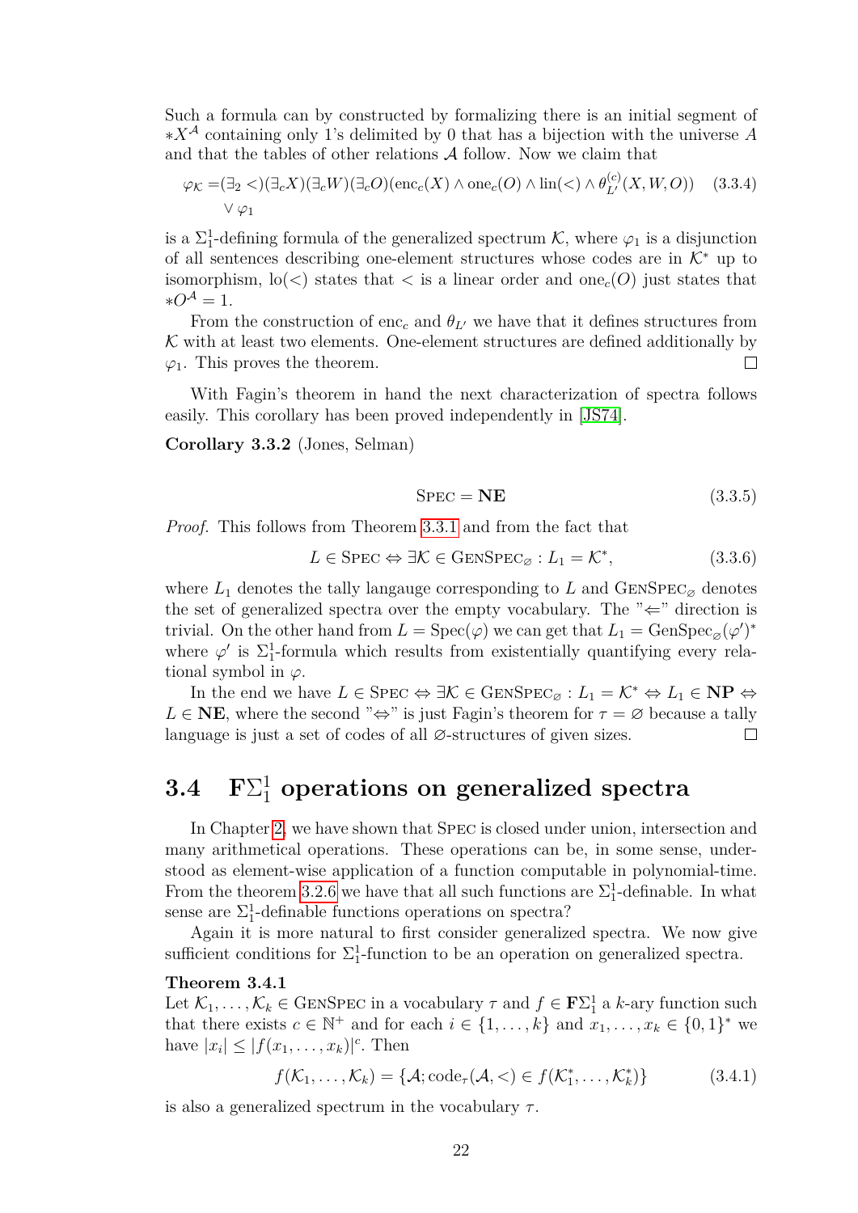Such a formula can by constructed by formalizing there is an initial segment of $*X^{\mathcal{A}}$ containing only 1's delimited by 0 that has a bijection with the universe $A$ and that the tables of other relations $\mathcal{A}$ follow. Now we claim that

$$\begin{aligned}\varphi_{\mathcal{K}} = &(\exists_2 <)(\exists_c X)(\exists_c W)(\exists_c O)(\mathrm{enc}_c(X) \wedge \mathrm{one}_c(O) \wedge \mathrm{lin}(<) \wedge \theta^{(c)}_{L'}(X, W, O)) \\ &\vee \varphi_1\end{aligned} \tag{3.3.4}$$

is a $\Sigma^1_1$-defining formula of the generalized spectrum $\mathcal{K}$, where $\varphi_1$ is a disjunction of all sentences describing one-element structures whose codes are in $\mathcal{K}^*$ up to isomorphism, $\mathrm{lo}(<)$ states that $<$ is a linear order and $\mathrm{one}_c(O)$ just states that $*O^{\mathcal{A}} = 1$.

From the construction of $\mathrm{enc}_c$ and $\theta_{L'}$ we have that it defines structures from $\mathcal{K}$ with at least two elements. One-element structures are defined additionally by $\varphi_1$. This proves the theorem. □

With Fagin's theorem in hand the next characterization of spectra follows easily. This corollary has been proved independently in [JS74].

**Corollary 3.3.2** (Jones, Selman)

$$\textsc{Spec} = \mathbf{NE} \tag{3.3.5}$$

*Proof.* This follows from Theorem 3.3.1 and from the fact that

$$L \in \textsc{Spec} \Leftrightarrow \exists \mathcal{K} \in \textsc{GenSpec}_{\varnothing} : L_1 = \mathcal{K}^*, \tag{3.3.6}$$

where $L_1$ denotes the tally langauge corresponding to $L$ and $\textsc{GenSpec}_{\varnothing}$ denotes the set of generalized spectra over the empty vocabulary. The "$\Leftarrow$" direction is trivial. On the other hand from $L = \mathrm{Spec}(\varphi)$ we can get that $L_1 = \mathrm{GenSpec}_{\varnothing}(\varphi')^*$ where $\varphi'$ is $\Sigma^1_1$-formula which results from existentially quantifying every relational symbol in $\varphi$.

In the end we have $L \in \textsc{Spec} \Leftrightarrow \exists \mathcal{K} \in \textsc{GenSpec}_{\varnothing} : L_1 = \mathcal{K}^* \Leftrightarrow L_1 \in \mathbf{NP} \Leftrightarrow L \in \mathbf{NE}$, where the second "$\Leftrightarrow$" is just Fagin's theorem for $\tau = \varnothing$ because a tally language is just a set of codes of all $\varnothing$-structures of given sizes. □

## 3.4 $\mathbf{F}\Sigma^1_1$ operations on generalized spectra

In Chapter 2, we have shown that Spec is closed under union, intersection and many arithmetical operations. These operations can be, in some sense, understood as element-wise application of a function computable in polynomial-time. From the theorem 3.2.6 we have that all such functions are $\Sigma^1_1$-definable. In what sense are $\Sigma^1_1$-definable functions operations on spectra?

Again it is more natural to first consider generalized spectra. We now give sufficient conditions for $\Sigma^1_1$-function to be an operation on generalized spectra.

**Theorem 3.4.1**
Let $\mathcal{K}_1, \ldots, \mathcal{K}_k \in \textsc{GenSpec}$ in a vocabulary $\tau$ and $f \in \mathbf{F}\Sigma^1_1$ a $k$-ary function such that there exists $c \in \mathbb{N}^+$ and for each $i \in \{1, \ldots, k\}$ and $x_1, \ldots, x_k \in \{0,1\}^*$ we have $|x_i| \leq |f(x_1, \ldots, x_k)|^c$. Then

$$f(\mathcal{K}_1, \ldots, \mathcal{K}_k) = \{\mathcal{A}; \mathrm{code}_\tau(\mathcal{A}, <) \in f(\mathcal{K}^*_1, \ldots, \mathcal{K}^*_k)\} \tag{3.4.1}$$

is also a generalized spectrum in the vocabulary $\tau$.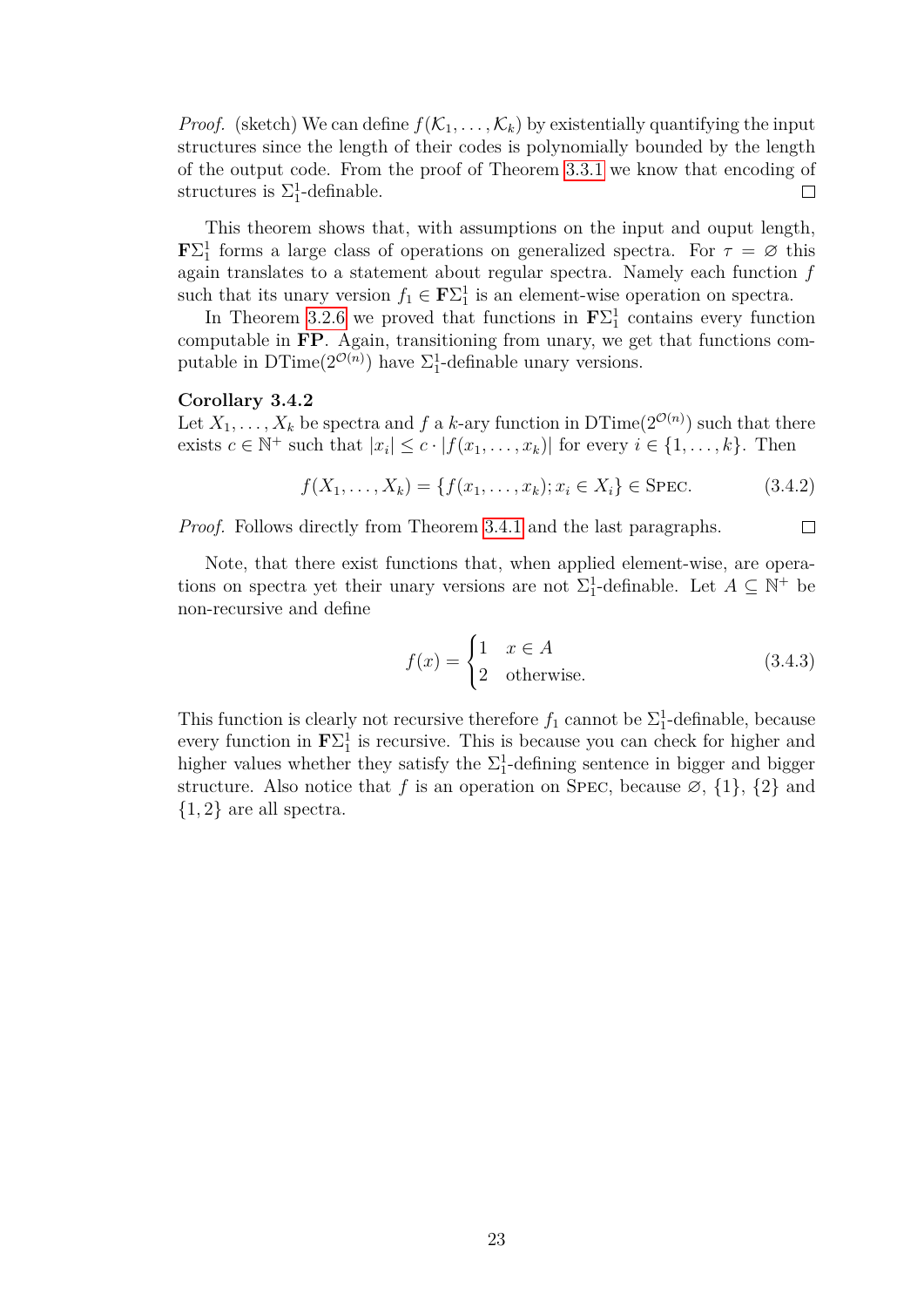*Proof.* (sketch) We can define $f(\mathcal{K}_1, \dots, \mathcal{K}_k)$ by existentially quantifying the input structures since the length of their codes is polynomially bounded by the length of the output code. From the proof of Theorem 3.3.1 we know that encoding of structures is $\Sigma_1^1$-definable. □

This theorem shows that, with assumptions on the input and ouput length, $\mathbf{F}\Sigma_1^1$ forms a large class of operations on generalized spectra. For $\tau = \varnothing$ this again translates to a statement about regular spectra. Namely each function $f$ such that its unary version $f_1 \in \mathbf{F}\Sigma_1^1$ is an element-wise operation on spectra.

In Theorem 3.2.6 we proved that functions in $\mathbf{F}\Sigma_1^1$ contains every function computable in **FP**. Again, transitioning from unary, we get that functions computable in $\mathrm{DTime}(2^{\mathcal{O}(n)})$ have $\Sigma_1^1$-definable unary versions.

**Corollary 3.4.2**
Let $X_1, \dots, X_k$ be spectra and $f$ a $k$-ary function in $\mathrm{DTime}(2^{\mathcal{O}(n)})$ such that there exists $c \in \mathbb{N}^+$ such that $|x_i| \leq c \cdot |f(x_1, \dots, x_k)|$ for every $i \in \{1, \dots, k\}$. Then

$$f(X_1, \dots, X_k) = \{f(x_1, \dots, x_k); x_i \in X_i\} \in \textsc{Spec}. \tag{3.4.2}$$

*Proof.* Follows directly from Theorem 3.4.1 and the last paragraphs. □

Note, that there exist functions that, when applied element-wise, are operations on spectra yet their unary versions are not $\Sigma_1^1$-definable. Let $A \subseteq \mathbb{N}^+$ be non-recursive and define

$$f(x) = \begin{cases} 1 & x \in A \\ 2 & \text{otherwise.} \end{cases} \tag{3.4.3}$$

This function is clearly not recursive therefore $f_1$ cannot be $\Sigma_1^1$-definable, because every function in $\mathbf{F}\Sigma_1^1$ is recursive. This is because you can check for higher and higher values whether they satisfy the $\Sigma_1^1$-defining sentence in bigger and bigger structure. Also notice that $f$ is an operation on $\textsc{Spec}$, because $\varnothing$, $\{1\}$, $\{2\}$ and $\{1, 2\}$ are all spectra.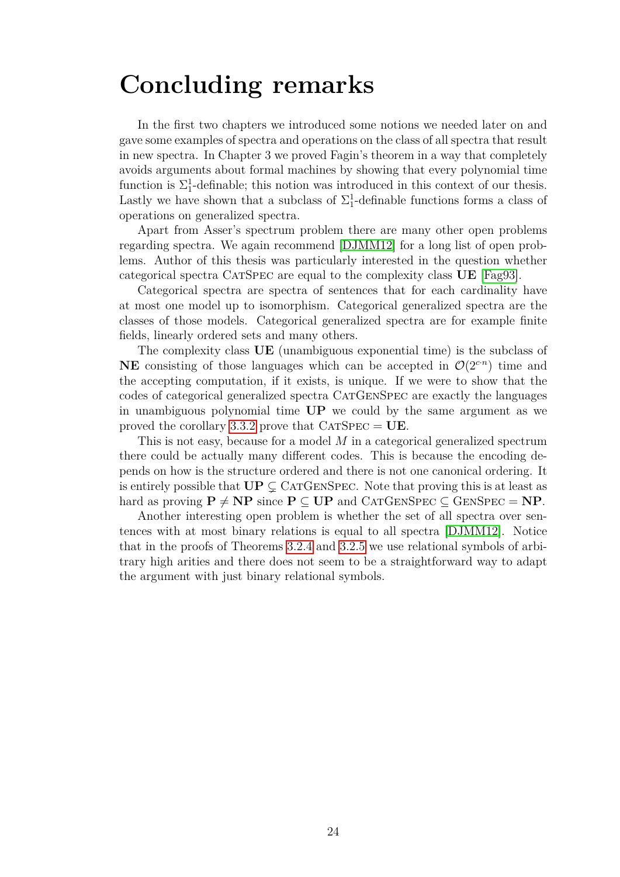# Concluding remarks

In the first two chapters we introduced some notions we needed later on and gave some examples of spectra and operations on the class of all spectra that result in new spectra. In Chapter 3 we proved Fagin's theorem in a way that completely avoids arguments about formal machines by showing that every polynomial time function is $\Sigma_1^1$-definable; this notion was introduced in this context of our thesis. Lastly we have shown that a subclass of $\Sigma_1^1$-definable functions forms a class of operations on generalized spectra.

Apart from Asser's spectrum problem there are many other open problems regarding spectra. We again recommend [DJMM12] for a long list of open problems. Author of this thesis was particularly interested in the question whether categorical spectra CatSpec are equal to the complexity class **UE** [Fag93].

Categorical spectra are spectra of sentences that for each cardinality have at most one model up to isomorphism. Categorical generalized spectra are the classes of those models. Categorical generalized spectra are for example finite fields, linearly ordered sets and many others.

The complexity class **UE** (unambiguous exponential time) is the subclass of **NE** consisting of those languages which can be accepted in $\mathcal{O}(2^{c \cdot n})$ time and the accepting computation, if it exists, is unique. If we were to show that the codes of categorical generalized spectra CatGenSpec are exactly the languages in unambiguous polynomial time **UP** we could by the same argument as we proved the corollary 3.3.2 prove that CatSpec $=$ **UE**.

This is not easy, because for a model $M$ in a categorical generalized spectrum there could be actually many different codes. This is because the encoding depends on how is the structure ordered and there is not one canonical ordering. It is entirely possible that $\mathbf{UP} \subsetneq$ CatGenSpec. Note that proving this is at least as hard as proving $\mathbf{P} \neq \mathbf{NP}$ since $\mathbf{P} \subseteq \mathbf{UP}$ and CatGenSpec $\subseteq$ GenSpec $= \mathbf{NP}$.

Another interesting open problem is whether the set of all spectra over sentences with at most binary relations is equal to all spectra [DJMM12]. Notice that in the proofs of Theorems 3.2.4 and 3.2.5 we use relational symbols of arbitrary high arities and there does not seem to be a straightforward way to adapt the argument with just binary relational symbols.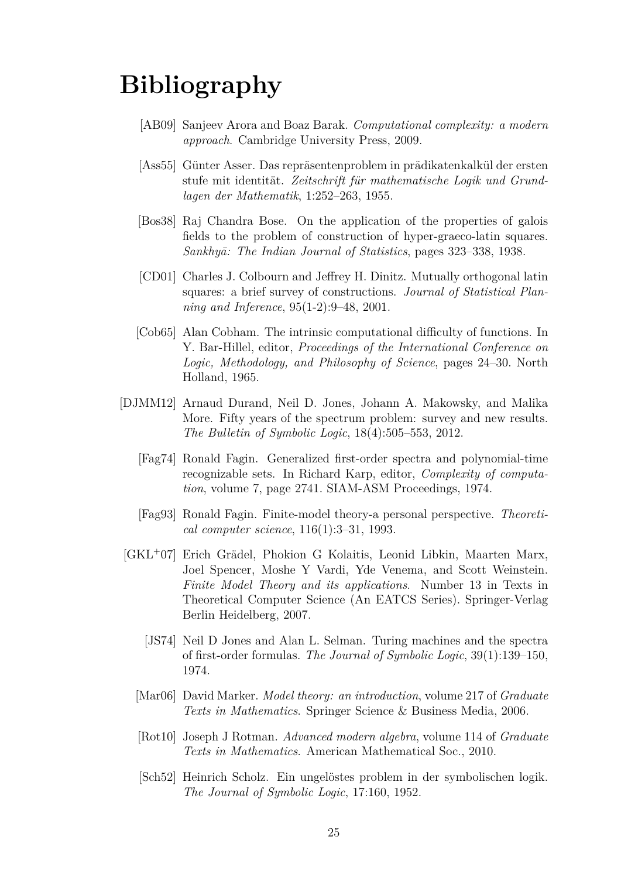# Bibliography

[AB09] Sanjeev Arora and Boaz Barak. *Computational complexity: a modern approach*. Cambridge University Press, 2009.

[Ass55] Günter Asser. Das repräsentenproblem in prädikatenkalkül der ersten stufe mit identität. *Zeitschrift für mathematische Logik und Grundlagen der Mathematik*, 1:252–263, 1955.

[Bos38] Raj Chandra Bose. On the application of the properties of galois fields to the problem of construction of hyper-graeco-latin squares. *Sankhyā: The Indian Journal of Statistics*, pages 323–338, 1938.

[CD01] Charles J. Colbourn and Jeffrey H. Dinitz. Mutually orthogonal latin squares: a brief survey of constructions. *Journal of Statistical Planning and Inference*, 95(1-2):9–48, 2001.

[Cob65] Alan Cobham. The intrinsic computational difficulty of functions. In Y. Bar-Hillel, editor, *Proceedings of the International Conference on Logic, Methodology, and Philosophy of Science*, pages 24–30. North Holland, 1965.

[DJMM12] Arnaud Durand, Neil D. Jones, Johann A. Makowsky, and Malika More. Fifty years of the spectrum problem: survey and new results. *The Bulletin of Symbolic Logic*, 18(4):505–553, 2012.

[Fag74] Ronald Fagin. Generalized first-order spectra and polynomial-time recognizable sets. In Richard Karp, editor, *Complexity of computation*, volume 7, page 2741. SIAM-ASM Proceedings, 1974.

[Fag93] Ronald Fagin. Finite-model theory-a personal perspective. *Theoretical computer science*, 116(1):3–31, 1993.

[GKL+07] Erich Grädel, Phokion G Kolaitis, Leonid Libkin, Maarten Marx, Joel Spencer, Moshe Y Vardi, Yde Venema, and Scott Weinstein. *Finite Model Theory and its applications*. Number 13 in Texts in Theoretical Computer Science (An EATCS Series). Springer-Verlag Berlin Heidelberg, 2007.

[JS74] Neil D Jones and Alan L. Selman. Turing machines and the spectra of first-order formulas. *The Journal of Symbolic Logic*, 39(1):139–150, 1974.

[Mar06] David Marker. *Model theory: an introduction*, volume 217 of *Graduate Texts in Mathematics*. Springer Science & Business Media, 2006.

[Rot10] Joseph J Rotman. *Advanced modern algebra*, volume 114 of *Graduate Texts in Mathematics*. American Mathematical Soc., 2010.

[Sch52] Heinrich Scholz. Ein ungelöstes problem in der symbolischen logik. *The Journal of Symbolic Logic*, 17:160, 1952.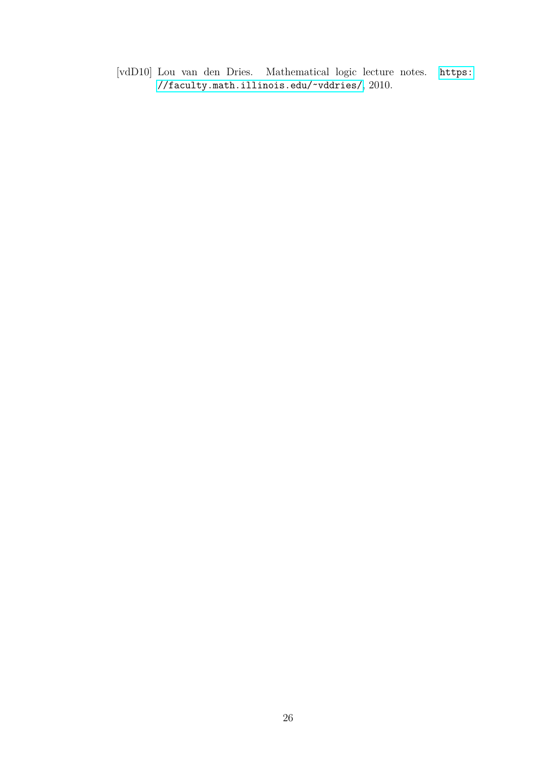[vdD10] Lou van den Dries. Mathematical logic lecture notes. https://faculty.math.illinois.edu/~vddries/, 2010.